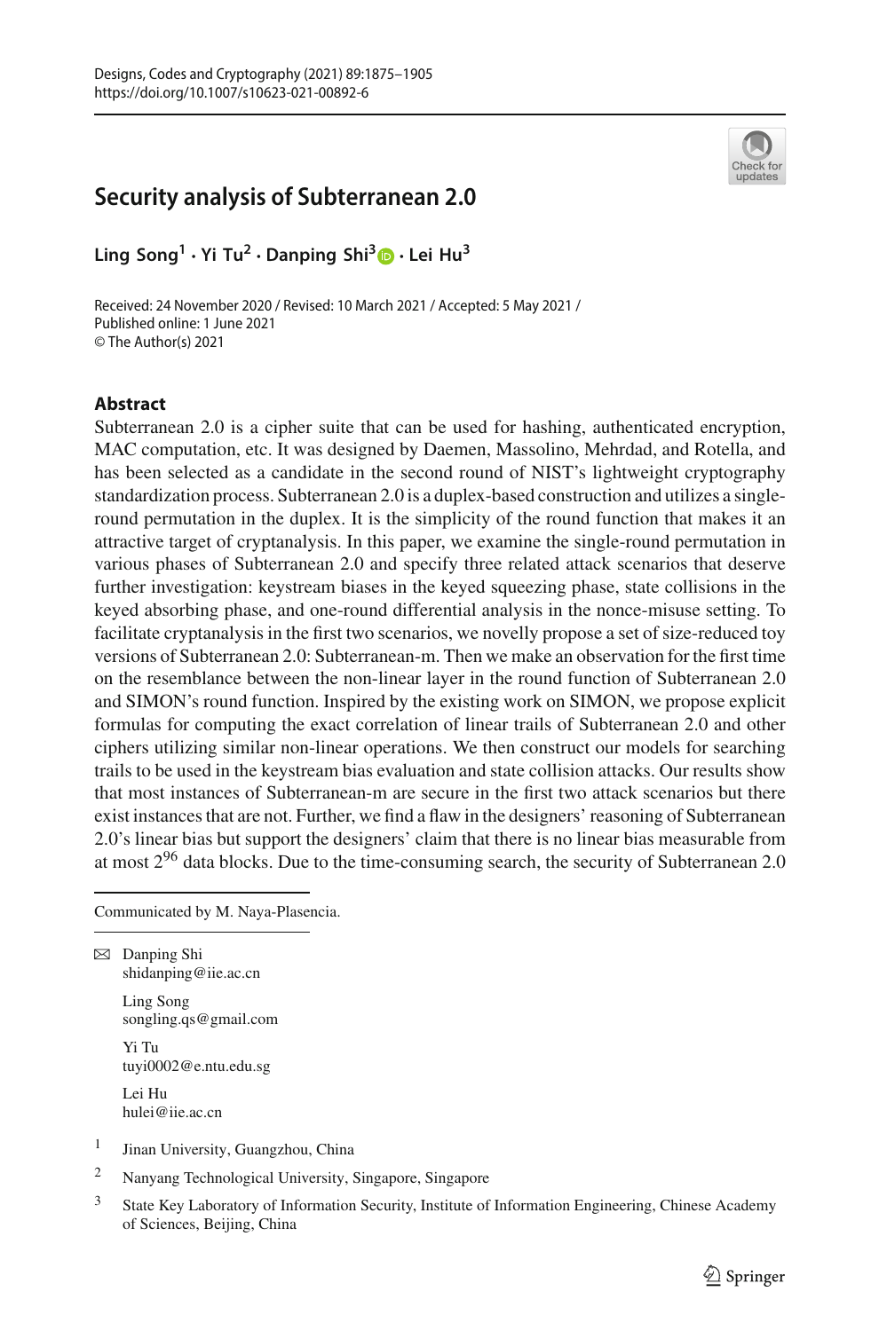# Security analysis of Subterranean 2.0

**Ling Song[1] · Yi Tu[2] · Danping Shi[3] · Lei Hu[3]**

Received: 24 November 2020 / Revised: 10 March 2021 / Accepted: 5 May 2021 / Published online: 1 June 2021
© The Author(s) 2021

## Abstract

Subterranean 2.0 is a cipher suite that can be used for hashing, authenticated encryption, MAC computation, etc. It was designed by Daemen, Massolino, Mehrdad, and Rotella, and has been selected as a candidate in the second round of NIST's lightweight cryptography standardization process. Subterranean 2.0 is a duplex-based construction and utilizes a single-round permutation in the duplex. It is the simplicity of the round function that makes it an attractive target of cryptanalysis. In this paper, we examine the single-round permutation in various phases of Subterranean 2.0 and specify three related attack scenarios that deserve further investigation: keystream biases in the keyed squeezing phase, state collisions in the keyed absorbing phase, and one-round differential analysis in the nonce-misuse setting. To facilitate cryptanalysis in the first two scenarios, we novelly propose a set of size-reduced toy versions of Subterranean 2.0: Subterranean-m. Then we make an observation for the first time on the resemblance between the non-linear layer in the round function of Subterranean 2.0 and SIMON's round function. Inspired by the existing work on SIMON, we propose explicit formulas for computing the exact correlation of linear trails of Subterranean 2.0 and other ciphers utilizing similar non-linear operations. We then construct our models for searching trails to be used in the keystream bias evaluation and state collision attacks. Our results show that most instances of Subterranean-m are secure in the first two attack scenarios but there exist instances that are not. Further, we find a flaw in the designers' reasoning of Subterranean 2.0's linear bias but support the designers' claim that there is no linear bias measurable from at most $2^{96}$ data blocks. Due to the time-consuming search, the security of Subterranean 2.0

---

Communicated by M. Naya-Plasencia.

✉ Danping Shi
shidanping@iie.ac.cn

Ling Song
songling.qs@gmail.com

Yi Tu
tuyi0002@e.ntu.edu.sg

Lei Hu
hulei@iie.ac.cn

1 Jinan University, Guangzhou, China

2 Nanyang Technological University, Singapore, Singapore

3 State Key Laboratory of Information Security, Institute of Information Engineering, Chinese Academy of Sciences, Beijing, China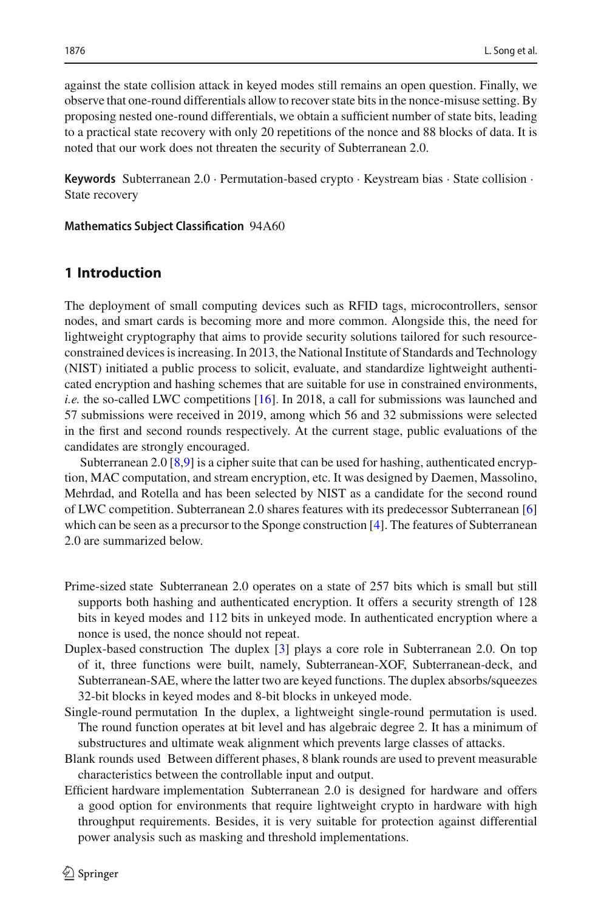against the state collision attack in keyed modes still remains an open question. Finally, we observe that one-round differentials allow to recover state bits in the nonce-misuse setting. By proposing nested one-round differentials, we obtain a sufficient number of state bits, leading to a practical state recovery with only 20 repetitions of the nonce and 88 blocks of data. It is noted that our work does not threaten the security of Subterranean 2.0.

**Keywords** Subterranean 2.0 · Permutation-based crypto · Keystream bias · State collision · State recovery

**Mathematics Subject Classification** 94A60

## 1 Introduction

The deployment of small computing devices such as RFID tags, microcontrollers, sensor nodes, and smart cards is becoming more and more common. Alongside this, the need for lightweight cryptography that aims to provide security solutions tailored for such resource-constrained devices is increasing. In 2013, the National Institute of Standards and Technology (NIST) initiated a public process to solicit, evaluate, and standardize lightweight authenticated encryption and hashing schemes that are suitable for use in constrained environments, *i.e.* the so-called LWC competitions [16]. In 2018, a call for submissions was launched and 57 submissions were received in 2019, among which 56 and 32 submissions were selected in the first and second rounds respectively. At the current stage, public evaluations of the candidates are strongly encouraged.

Subterranean 2.0 [8,9] is a cipher suite that can be used for hashing, authenticated encryption, MAC computation, and stream encryption, etc. It was designed by Daemen, Massolino, Mehrdad, and Rotella and has been selected by NIST as a candidate for the second round of LWC competition. Subterranean 2.0 shares features with its predecessor Subterranean [6] which can be seen as a precursor to the Sponge construction [4]. The features of Subterranean 2.0 are summarized below.

- Prime-sized state Subterranean 2.0 operates on a state of 257 bits which is small but still supports both hashing and authenticated encryption. It offers a security strength of 128 bits in keyed modes and 112 bits in unkeyed mode. In authenticated encryption where a nonce is used, the nonce should not repeat.
- Duplex-based construction The duplex [3] plays a core role in Subterranean 2.0. On top of it, three functions were built, namely, Subterranean-XOF, Subterranean-deck, and Subterranean-SAE, where the latter two are keyed functions. The duplex absorbs/squeezes 32-bit blocks in keyed modes and 8-bit blocks in unkeyed mode.
- Single-round permutation In the duplex, a lightweight single-round permutation is used. The round function operates at bit level and has algebraic degree 2. It has a minimum of substructures and ultimate weak alignment which prevents large classes of attacks.
- Blank rounds used Between different phases, 8 blank rounds are used to prevent measurable characteristics between the controllable input and output.
- Efficient hardware implementation Subterranean 2.0 is designed for hardware and offers a good option for environments that require lightweight crypto in hardware with high throughput requirements. Besides, it is very suitable for protection against differential power analysis such as masking and threshold implementations.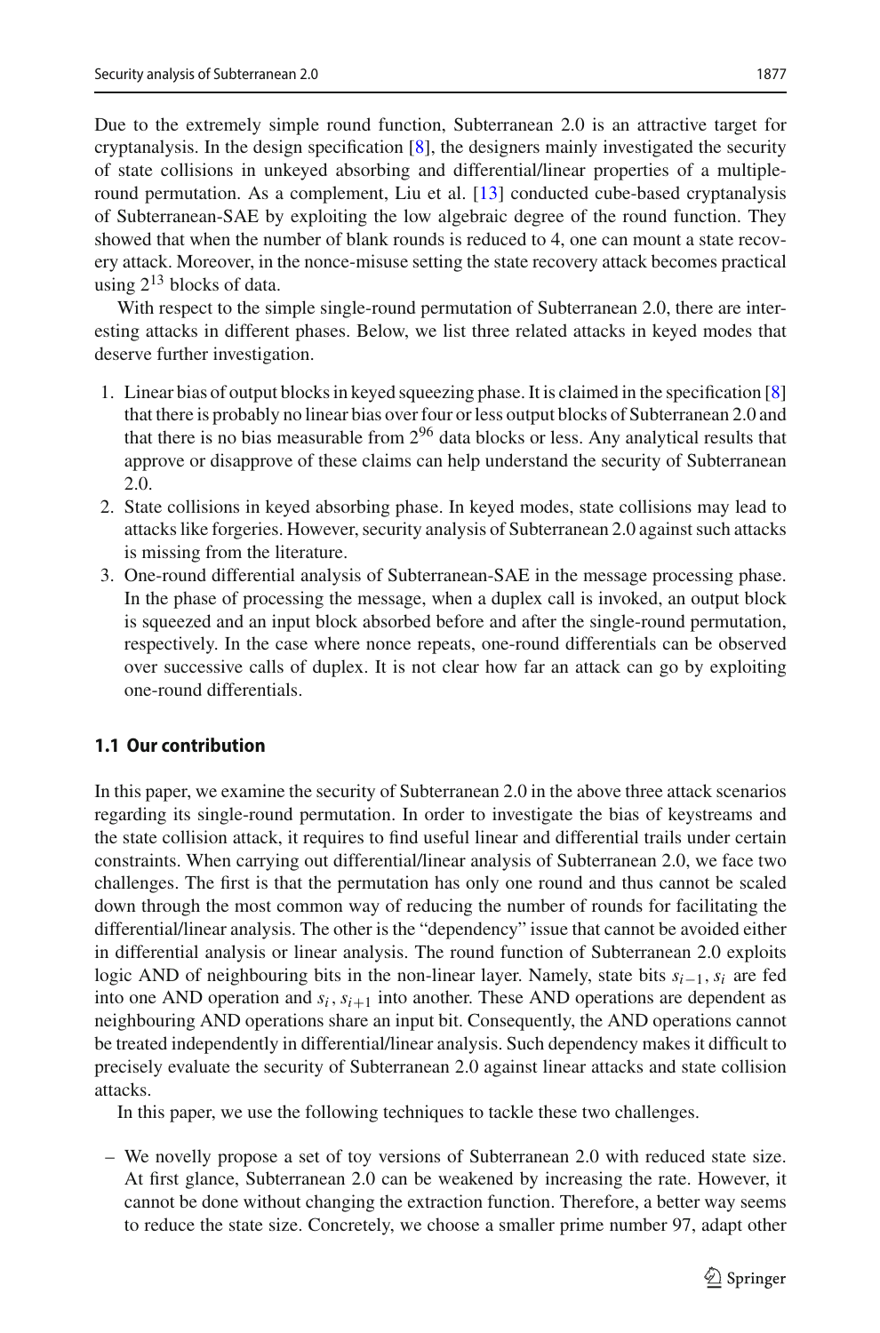Due to the extremely simple round function, Subterranean 2.0 is an attractive target for cryptanalysis. In the design specification [8], the designers mainly investigated the security of state collisions in unkeyed absorbing and differential/linear properties of a multiple-round permutation. As a complement, Liu et al. [13] conducted cube-based cryptanalysis of Subterranean-SAE by exploiting the low algebraic degree of the round function. They showed that when the number of blank rounds is reduced to 4, one can mount a state recovery attack. Moreover, in the nonce-misuse setting the state recovery attack becomes practical using $2^{13}$ blocks of data.

With respect to the simple single-round permutation of Subterranean 2.0, there are interesting attacks in different phases. Below, we list three related attacks in keyed modes that deserve further investigation.

1. Linear bias of output blocks in keyed squeezing phase. It is claimed in the specification [8] that there is probably no linear bias over four or less output blocks of Subterranean 2.0 and that there is no bias measurable from $2^{96}$ data blocks or less. Any analytical results that approve or disapprove of these claims can help understand the security of Subterranean 2.0.
2. State collisions in keyed absorbing phase. In keyed modes, state collisions may lead to attacks like forgeries. However, security analysis of Subterranean 2.0 against such attacks is missing from the literature.
3. One-round differential analysis of Subterranean-SAE in the message processing phase. In the phase of processing the message, when a duplex call is invoked, an output block is squeezed and an input block absorbed before and after the single-round permutation, respectively. In the case where nonce repeats, one-round differentials can be observed over successive calls of duplex. It is not clear how far an attack can go by exploiting one-round differentials.

### 1.1 Our contribution

In this paper, we examine the security of Subterranean 2.0 in the above three attack scenarios regarding its single-round permutation. In order to investigate the bias of keystreams and the state collision attack, it requires to find useful linear and differential trails under certain constraints. When carrying out differential/linear analysis of Subterranean 2.0, we face two challenges. The first is that the permutation has only one round and thus cannot be scaled down through the most common way of reducing the number of rounds for facilitating the differential/linear analysis. The other is the "dependency" issue that cannot be avoided either in differential analysis or linear analysis. The round function of Subterranean 2.0 exploits logic AND of neighbouring bits in the non-linear layer. Namely, state bits $s_{i-1}, s_i$ are fed into one AND operation and $s_i, s_{i+1}$ into another. These AND operations are dependent as neighbouring AND operations share an input bit. Consequently, the AND operations cannot be treated independently in differential/linear analysis. Such dependency makes it difficult to precisely evaluate the security of Subterranean 2.0 against linear attacks and state collision attacks.

In this paper, we use the following techniques to tackle these two challenges.

– We novelly propose a set of toy versions of Subterranean 2.0 with reduced state size. At first glance, Subterranean 2.0 can be weakened by increasing the rate. However, it cannot be done without changing the extraction function. Therefore, a better way seems to reduce the state size. Concretely, we choose a smaller prime number 97, adapt other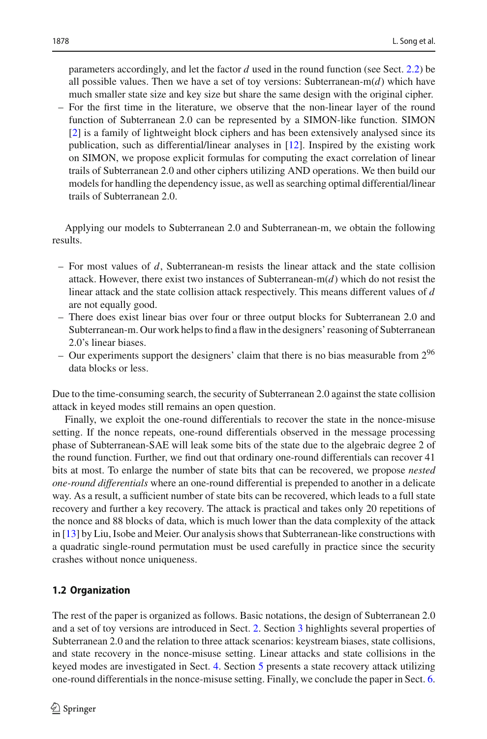parameters accordingly, and let the factor $d$ used in the round function (see Sect. 2.2) be all possible values. Then we have a set of toy versions: Subterranean-m($d$) which have much smaller state size and key size but share the same design with the original cipher.
- For the first time in the literature, we observe that the non-linear layer of the round function of Subterranean 2.0 can be represented by a SIMON-like function. SIMON [2] is a family of lightweight block ciphers and has been extensively analysed since its publication, such as differential/linear analyses in [12]. Inspired by the existing work on SIMON, we propose explicit formulas for computing the exact correlation of linear trails of Subterranean 2.0 and other ciphers utilizing AND operations. We then build our models for handling the dependency issue, as well as searching optimal differential/linear trails of Subterranean 2.0.

Applying our models to Subterranean 2.0 and Subterranean-m, we obtain the following results.

- For most values of $d$, Subterranean-m resists the linear attack and the state collision attack. However, there exist two instances of Subterranean-m($d$) which do not resist the linear attack and the state collision attack respectively. This means different values of $d$ are not equally good.
- There does exist linear bias over four or three output blocks for Subterranean 2.0 and Subterranean-m. Our work helps to find a flaw in the designers' reasoning of Subterranean 2.0's linear biases.
- Our experiments support the designers' claim that there is no bias measurable from $2^{96}$ data blocks or less.

Due to the time-consuming search, the security of Subterranean 2.0 against the state collision attack in keyed modes still remains an open question.

Finally, we exploit the one-round differentials to recover the state in the nonce-misuse setting. If the nonce repeats, one-round differentials observed in the message processing phase of Subterranean-SAE will leak some bits of the state due to the algebraic degree 2 of the round function. Further, we find out that ordinary one-round differentials can recover 41 bits at most. To enlarge the number of state bits that can be recovered, we propose *nested one-round differentials* where an one-round differential is prepended to another in a delicate way. As a result, a sufficient number of state bits can be recovered, which leads to a full state recovery and further a key recovery. The attack is practical and takes only 20 repetitions of the nonce and 88 blocks of data, which is much lower than the data complexity of the attack in [13] by Liu, Isobe and Meier. Our analysis shows that Subterranean-like constructions with a quadratic single-round permutation must be used carefully in practice since the security crashes without nonce uniqueness.

### 1.2 Organization

The rest of the paper is organized as follows. Basic notations, the design of Subterranean 2.0 and a set of toy versions are introduced in Sect. 2. Section 3 highlights several properties of Subterranean 2.0 and the relation to three attack scenarios: keystream biases, state collisions, and state recovery in the nonce-misuse setting. Linear attacks and state collisions in the keyed modes are investigated in Sect. 4. Section 5 presents a state recovery attack utilizing one-round differentials in the nonce-misuse setting. Finally, we conclude the paper in Sect. 6.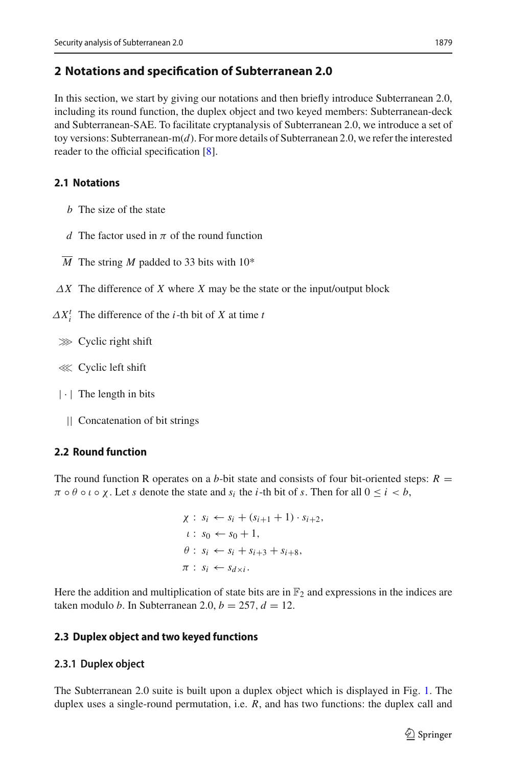## 2 Notations and specification of Subterranean 2.0

In this section, we start by giving our notations and then briefly introduce Subterranean 2.0, including its round function, the duplex object and two keyed members: Subterranean-deck and Subterranean-SAE. To facilitate cryptanalysis of Subterranean 2.0, we introduce a set of toy versions: Subterranean-m($d$). For more details of Subterranean 2.0, we refer the interested reader to the official specification [8].

### 2.1 Notations

- $b$ The size of the state
- $d$ The factor used in $\pi$ of the round function
- $\overline{M}$ The string $M$ padded to 33 bits with 10*
- $\Delta X$ The difference of $X$ where $X$ may be the state or the input/output block
- $\Delta X_i^t$ The difference of the $i$-th bit of $X$ at time $t$
- $\ggg$ Cyclic right shift
- $\lll$ Cyclic left shift
- $|\cdot|$ The length in bits
- $||$ Concatenation of bit strings

### 2.2 Round function

The round function R operates on a $b$-bit state and consists of four bit-oriented steps: $R = \pi \circ \theta \circ \iota \circ \chi$. Let $s$ denote the state and $s_i$ the $i$-th bit of $s$. Then for all $0 \leq i < b$,

$$
\begin{aligned}
\chi &: s_i \leftarrow s_i + (s_{i+1} + 1) \cdot s_{i+2}, \\
\iota &: s_0 \leftarrow s_0 + 1, \\
\theta &: s_i \leftarrow s_i + s_{i+3} + s_{i+8}, \\
\pi &: s_i \leftarrow s_{d \times i}.
\end{aligned}
$$

Here the addition and multiplication of state bits are in $\mathbb{F}_2$ and expressions in the indices are taken modulo $b$. In Subterranean 2.0, $b = 257$, $d = 12$.

### 2.3 Duplex object and two keyed functions

#### 2.3.1 Duplex object

The Subterranean 2.0 suite is built upon a duplex object which is displayed in Fig. 1. The duplex uses a single-round permutation, i.e. $R$, and has two functions: the duplex call and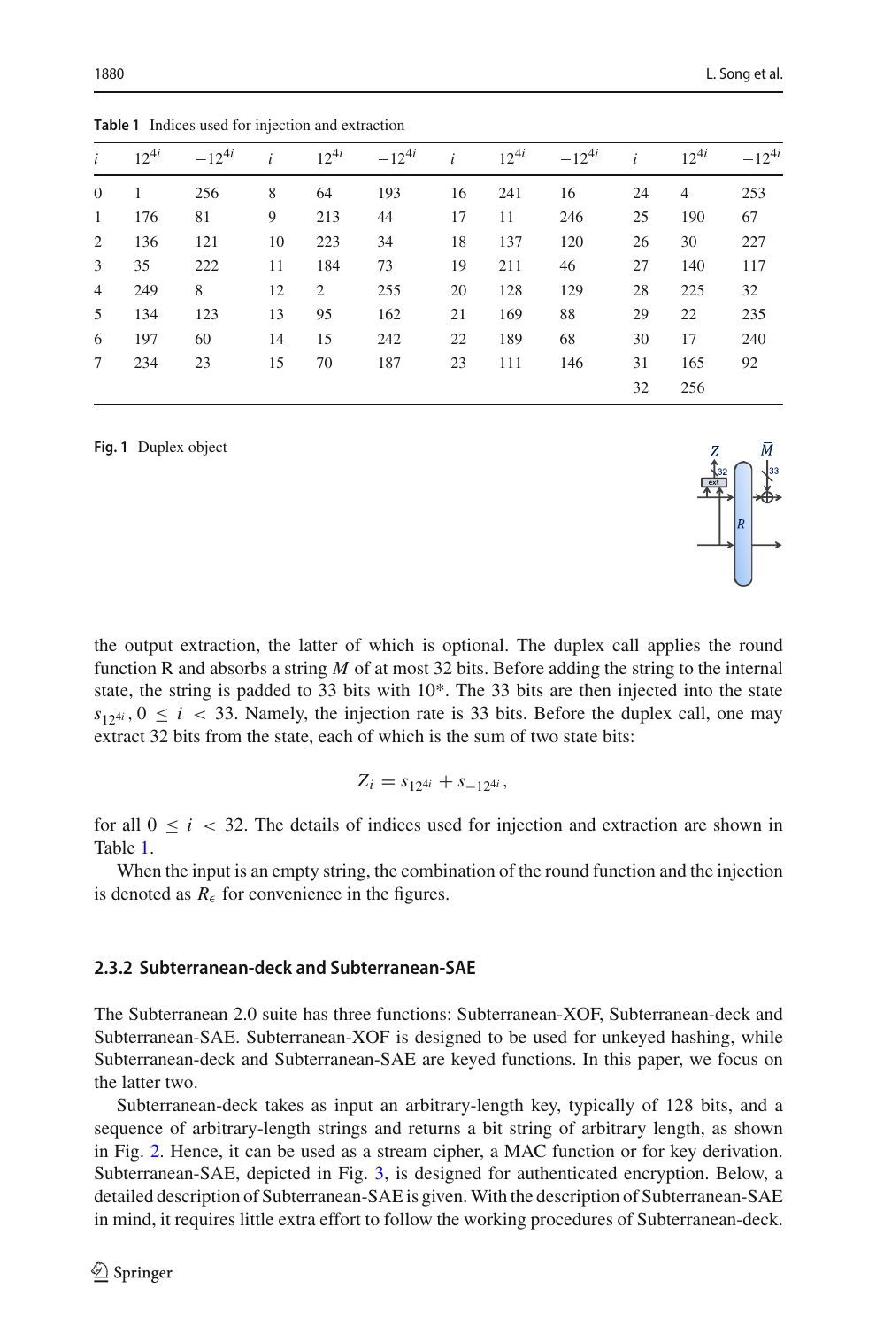**Table 1** Indices used for injection and extraction

| $i$ | $12^{4i}$ | $-12^{4i}$ | $i$ | $12^{4i}$ | $-12^{4i}$ | $i$ | $12^{4i}$ | $-12^{4i}$ | $i$ | $12^{4i}$ | $-12^{4i}$ |
|---|---|---|---|---|---|---|---|---|---|---|---|
| 0 | 1 | 256 | 8 | 64 | 193 | 16 | 241 | 16 | 24 | 4 | 253 |
| 1 | 176 | 81 | 9 | 213 | 44 | 17 | 11 | 246 | 25 | 190 | 67 |
| 2 | 136 | 121 | 10 | 223 | 34 | 18 | 137 | 120 | 26 | 30 | 227 |
| 3 | 35 | 222 | 11 | 184 | 73 | 19 | 211 | 46 | 27 | 140 | 117 |
| 4 | 249 | 8 | 12 | 2 | 255 | 20 | 128 | 129 | 28 | 225 | 32 |
| 5 | 134 | 123 | 13 | 95 | 162 | 21 | 169 | 88 | 29 | 22 | 235 |
| 6 | 197 | 60 | 14 | 15 | 242 | 22 | 189 | 68 | 30 | 17 | 240 |
| 7 | 234 | 23 | 15 | 70 | 187 | 23 | 111 | 146 | 31 | 165 | 92 |
| | | | | | | | | | 32 | 256 | |

**Fig. 1** Duplex object

the output extraction, the latter of which is optional. The duplex call applies the round function R and absorbs a string $M$ of at most 32 bits. Before adding the string to the internal state, the string is padded to 33 bits with 10*. The 33 bits are then injected into the state $s_{12^{4i}}, 0 \leq i < 33$. Namely, the injection rate is 33 bits. Before the duplex call, one may extract 32 bits from the state, each of which is the sum of two state bits:

$$Z_i = s_{12^{4i}} + s_{-12^{4i}},$$

for all $0 \leq i < 32$. The details of indices used for injection and extraction are shown in Table 1.

When the input is an empty string, the combination of the round function and the injection is denoted as $R_\epsilon$ for convenience in the figures.

### 2.3.2 Subterranean-deck and Subterranean-SAE

The Subterranean 2.0 suite has three functions: Subterranean-XOF, Subterranean-deck and Subterranean-SAE. Subterranean-XOF is designed to be used for unkeyed hashing, while Subterranean-deck and Subterranean-SAE are keyed functions. In this paper, we focus on the latter two.

Subterranean-deck takes as input an arbitrary-length key, typically of 128 bits, and a sequence of arbitrary-length strings and returns a bit string of arbitrary length, as shown in Fig. 2. Hence, it can be used as a stream cipher, a MAC function or for key derivation. Subterranean-SAE, depicted in Fig. 3, is designed for authenticated encryption. Below, a detailed description of Subterranean-SAE is given. With the description of Subterranean-SAE in mind, it requires little extra effort to follow the working procedures of Subterranean-deck.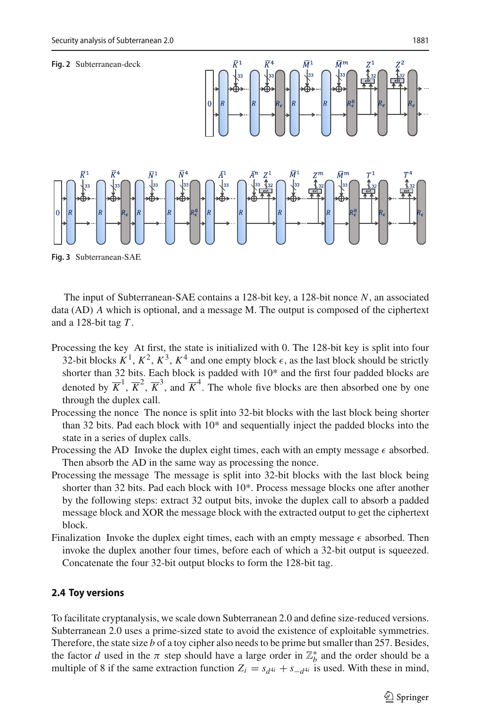**Fig. 2** Subterranean-deck

**Fig. 3** Subterranean-SAE

The input of Subterranean-SAE contains a 128-bit key, a 128-bit nonce $N$, an associated data (AD) $A$ which is optional, and a message M. The output is composed of the ciphertext and a 128-bit tag $T$.

Processing the key At first, the state is initialized with 0. The 128-bit key is split into four 32-bit blocks $K^1$, $K^2$, $K^3$, $K^4$ and one empty block $\epsilon$, as the last block should be strictly shorter than 32 bits. Each block is padded with 10* and the first four padded blocks are denoted by $\overline{K}^1$, $\overline{K}^2$, $\overline{K}^3$, and $\overline{K}^4$. The whole five blocks are then absorbed one by one through the duplex call.

Processing the nonce The nonce is split into 32-bit blocks with the last block being shorter than 32 bits. Pad each block with 10* and sequentially inject the padded blocks into the state in a series of duplex calls.

Processing the AD Invoke the duplex eight times, each with an empty message $\epsilon$ absorbed. Then absorb the AD in the same way as processing the nonce.

Processing the message The message is split into 32-bit blocks with the last block being shorter than 32 bits. Pad each block with 10*. Process message blocks one after another by the following steps: extract 32 output bits, invoke the duplex call to absorb a padded message block and XOR the message block with the extracted output to get the ciphertext block.

Finalization Invoke the duplex eight times, each with an empty message $\epsilon$ absorbed. Then invoke the duplex another four times, before each of which a 32-bit output is squeezed. Concatenate the four 32-bit output blocks to form the 128-bit tag.

### 2.4 Toy versions

To facilitate cryptanalysis, we scale down Subterranean 2.0 and define size-reduced versions. Subterranean 2.0 uses a prime-sized state to avoid the existence of exploitable symmetries. Therefore, the state size $b$ of a toy cipher also needs to be prime but smaller than 257. Besides, the factor $d$ used in the $\pi$ step should have a large order in $\mathbb{Z}_b^*$ and the order should be a multiple of 8 if the same extraction function $Z_i = s_{d^{4i}} + s_{-d^{4i}}$ is used. With these in mind,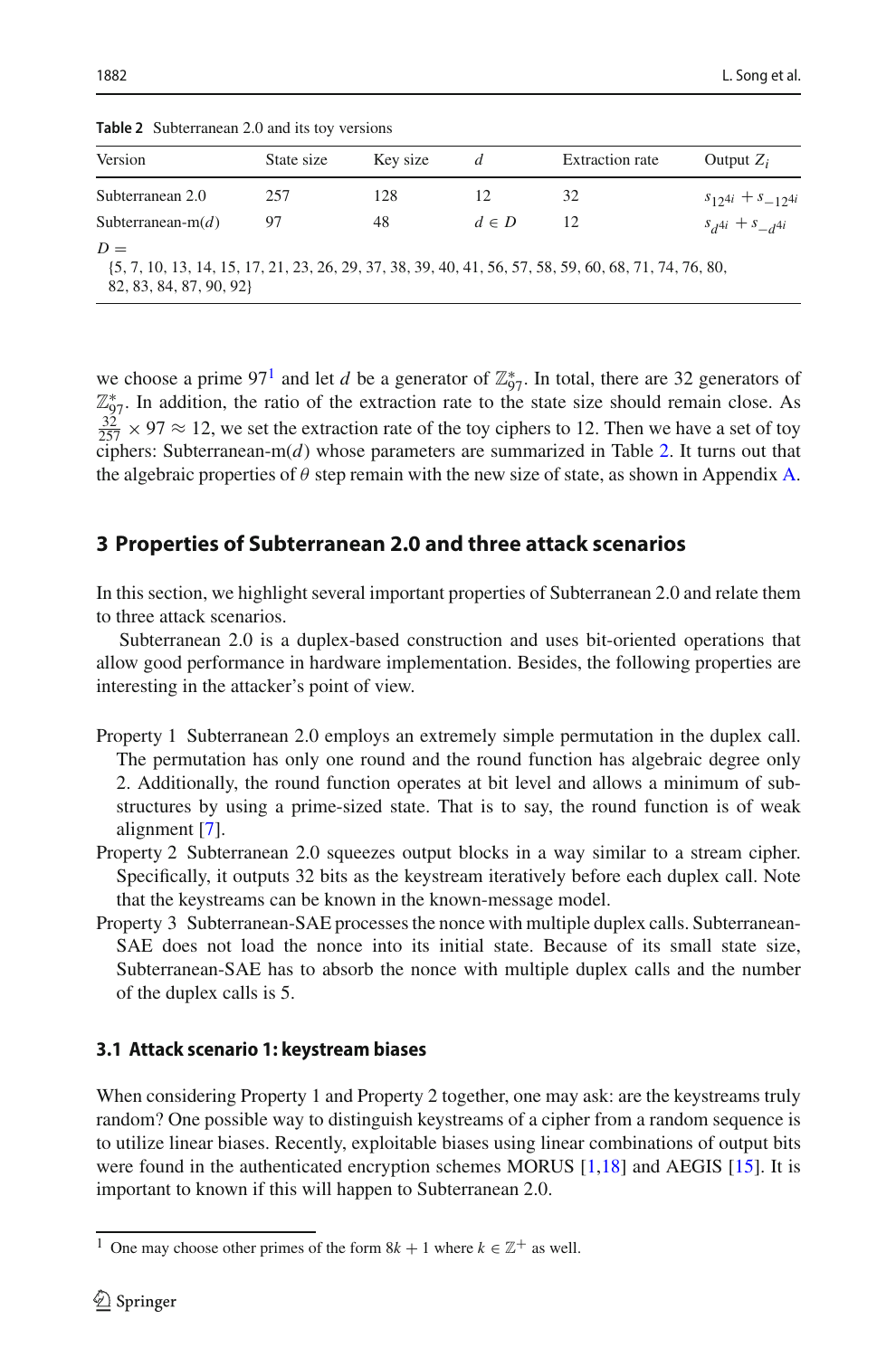Table 2 Subterranean 2.0 and its toy versions

| Version | State size | Key size | $d$ | Extraction rate | Output $Z_i$ |
| --- | --- | --- | --- | --- | --- |
| Subterranean 2.0 | 257 | 128 | 12 | 32 | $s_{12^{4i}} + s_{-12^{4i}}$ |
| Subterranean-m($d$) | 97 | 48 | $d \in D$ | 12 | $s_{d^{4i}} + s_{-d^{4i}}$ |

$D =$ {5, 7, 10, 13, 14, 15, 17, 21, 23, 26, 29, 37, 38, 39, 40, 41, 56, 57, 58, 59, 60, 68, 71, 74, 76, 80, 82, 83, 84, 87, 90, 92}

we choose a prime 97[1] and let $d$ be a generator of $\mathbb{Z}_{97}^*$. In total, there are 32 generators of $\mathbb{Z}_{97}^*$. In addition, the ratio of the extraction rate to the state size should remain close. As $\frac{32}{257} \times 97 \approx 12$, we set the extraction rate of the toy ciphers to 12. Then we have a set of toy ciphers: Subterranean-m($d$) whose parameters are summarized in Table 2. It turns out that the algebraic properties of $\theta$ step remain with the new size of state, as shown in Appendix A.

## 3 Properties of Subterranean 2.0 and three attack scenarios

In this section, we highlight several important properties of Subterranean 2.0 and relate them to three attack scenarios.

Subterranean 2.0 is a duplex-based construction and uses bit-oriented operations that allow good performance in hardware implementation. Besides, the following properties are interesting in the attacker's point of view.

Property 1 Subterranean 2.0 employs an extremely simple permutation in the duplex call. The permutation has only one round and the round function has algebraic degree only 2. Additionally, the round function operates at bit level and allows a minimum of sub-structures by using a prime-sized state. That is to say, the round function is of weak alignment [7].

Property 2 Subterranean 2.0 squeezes output blocks in a way similar to a stream cipher. Specifically, it outputs 32 bits as the keystream iteratively before each duplex call. Note that the keystreams can be known in the known-message model.

Property 3 Subterranean-SAE processes the nonce with multiple duplex calls. Subterranean-SAE does not load the nonce into its initial state. Because of its small state size, Subterranean-SAE has to absorb the nonce with multiple duplex calls and the number of the duplex calls is 5.

### 3.1 Attack scenario 1: keystream biases

When considering Property 1 and Property 2 together, one may ask: are the keystreams truly random? One possible way to distinguish keystreams of a cipher from a random sequence is to utilize linear biases. Recently, exploitable biases using linear combinations of output bits were found in the authenticated encryption schemes MORUS [1,18] and AEGIS [15]. It is important to known if this will happen to Subterranean 2.0.

[1] One may choose other primes of the form $8k + 1$ where $k \in \mathbb{Z}^+$ as well.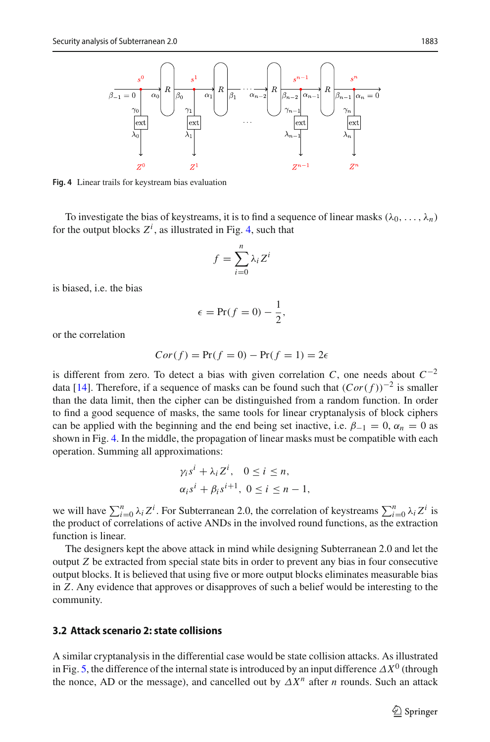Fig. 4 Linear trails for keystream bias evaluation

To investigate the bias of keystreams, it is to find a sequence of linear masks $(\lambda_0, \ldots, \lambda_n)$ for the output blocks $Z^i$, as illustrated in Fig. 4, such that

$$f = \sum_{i=0}^{n} \lambda_i Z^i$$

is biased, i.e. the bias

$$\epsilon = \Pr(f = 0) - \frac{1}{2},$$

or the correlation

$$Cor(f) = \Pr(f = 0) - \Pr(f = 1) = 2\epsilon$$

is different from zero. To detect a bias with given correlation $C$, one needs about $C^{-2}$ data [14]. Therefore, if a sequence of masks can be found such that $(Cor(f))^{-2}$ is smaller than the data limit, then the cipher can be distinguished from a random function. In order to find a good sequence of masks, the same tools for linear cryptanalysis of block ciphers can be applied with the beginning and the end being set inactive, i.e. $\beta_{-1} = 0$, $\alpha_n = 0$ as shown in Fig. 4. In the middle, the propagation of linear masks must be compatible with each operation. Summing all approximations:

$$\gamma_i s^i + \lambda_i Z^i, \quad 0 \le i \le n,$$
$$\alpha_i s^i + \beta_i s^{i+1}, \ 0 \le i \le n-1,$$

we will have $\sum_{i=0}^{n} \lambda_i Z^i$. For Subterranean 2.0, the correlation of keystreams $\sum_{i=0}^{n} \lambda_i Z^i$ is the product of correlations of active ANDs in the involved round functions, as the extraction function is linear.

The designers kept the above attack in mind while designing Subterranean 2.0 and let the output $Z$ be extracted from special state bits in order to prevent any bias in four consecutive output blocks. It is believed that using five or more output blocks eliminates measurable bias in $Z$. Any evidence that approves or disapproves of such a belief would be interesting to the community.

### 3.2 Attack scenario 2: state collisions

A similar cryptanalysis in the differential case would be state collision attacks. As illustrated in Fig. 5, the difference of the internal state is introduced by an input difference $\Delta X^0$ (through the nonce, AD or the message), and cancelled out by $\Delta X^n$ after $n$ rounds. Such an attack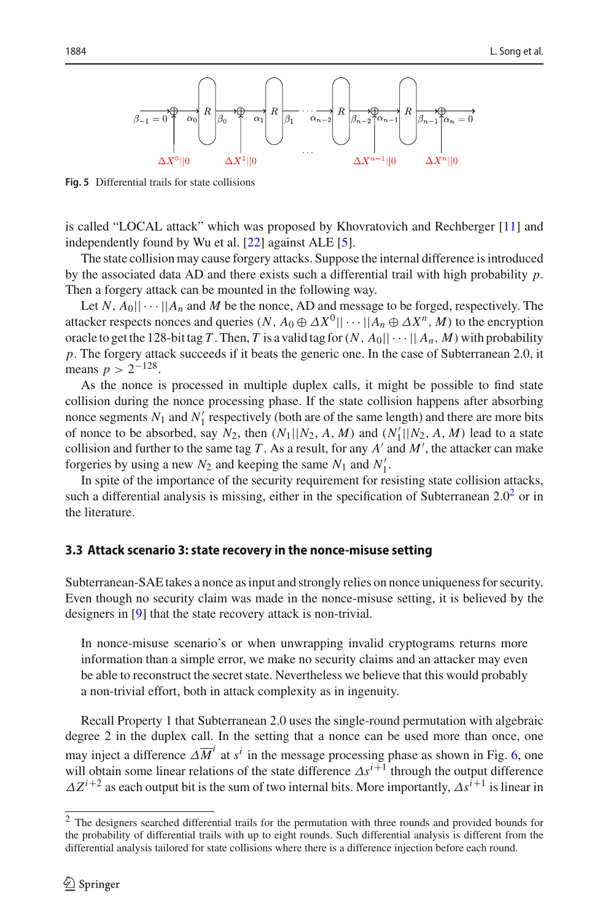Fig. 5 Differential trails for state collisions

is called "LOCAL attack" which was proposed by Khovratovich and Rechberger [11] and independently found by Wu et al. [22] against ALE [5].

The state collision may cause forgery attacks. Suppose the internal difference is introduced by the associated data AD and there exists such a differential trail with high probability $p$. Then a forgery attack can be mounted in the following way.

Let $N$, $A_0||\cdots||A_n$ and $M$ be the nonce, AD and message to be forged, respectively. The attacker respects nonces and queries $(N, A_0 \oplus \Delta X^0||\cdots||A_n \oplus \Delta X^n, M)$ to the encryption oracle to get the 128-bit tag $T$. Then, $T$ is a valid tag for $(N, A_0||\cdots||A_n, M)$ with probability $p$. The forgery attack succeeds if it beats the generic one. In the case of Subterranean 2.0, it means $p > 2^{-128}$.

As the nonce is processed in multiple duplex calls, it might be possible to find state collision during the nonce processing phase. If the state collision happens after absorbing nonce segments $N_1$ and $N_1'$ respectively (both are of the same length) and there are more bits of nonce to be absorbed, say $N_2$, then $(N_1||N_2, A, M)$ and $(N_1'||N_2, A, M)$ lead to a state collision and further to the same tag $T$. As a result, for any $A'$ and $M'$, the attacker can make forgeries by using a new $N_2$ and keeping the same $N_1$ and $N_1'$.

In spite of the importance of the security requirement for resisting state collision attacks, such a differential analysis is missing, either in the specification of Subterranean 2.0[2] or in the literature.

### 3.3 Attack scenario 3: state recovery in the nonce-misuse setting

Subterranean-SAE takes a nonce as input and strongly relies on nonce uniqueness for security. Even though no security claim was made in the nonce-misuse setting, it is believed by the designers in [9] that the state recovery attack is non-trivial.

> In nonce-misuse scenario's or when unwrapping invalid cryptograms returns more information than a simple error, we make no security claims and an attacker may even be able to reconstruct the secret state. Nevertheless we believe that this would probably a non-trivial effort, both in attack complexity as in ingenuity.

Recall Property 1 that Subterranean 2.0 uses the single-round permutation with algebraic degree 2 in the duplex call. In the setting that a nonce can be used more than once, one may inject a difference $\Delta\overline{M}^i$ at $s^i$ in the message processing phase as shown in Fig. 6, one will obtain some linear relations of the state difference $\Delta s^{i+1}$ through the output difference $\Delta Z^{i+2}$ as each output bit is the sum of two internal bits. More importantly, $\Delta s^{i+1}$ is linear in

[2] The designers searched differential trails for the permutation with three rounds and provided bounds for the probability of differential trails with up to eight rounds. Such differential analysis is different from the differential analysis tailored for state collisions where there is a difference injection before each round.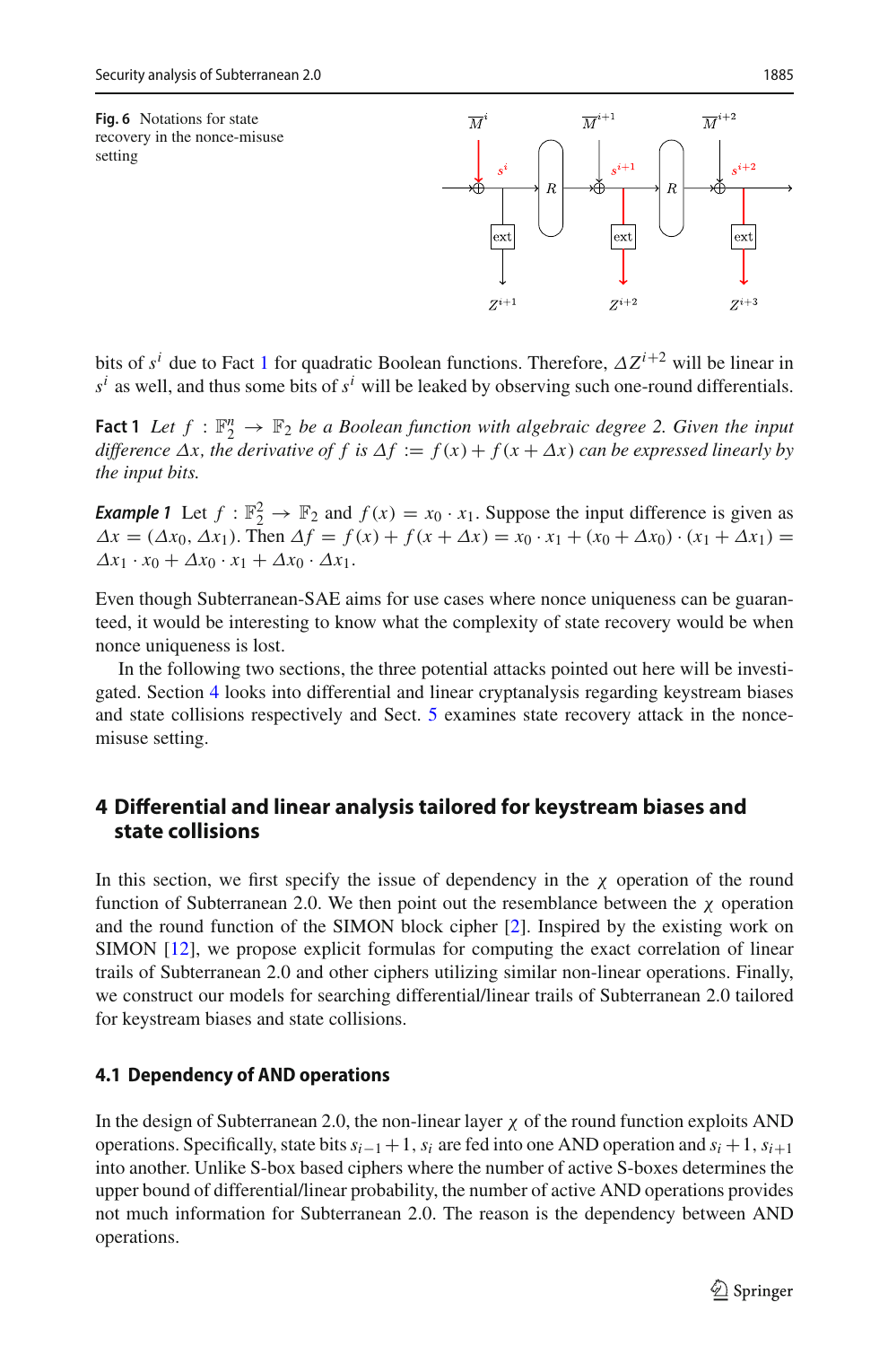**Fig. 6** Notations for state recovery in the nonce-misuse setting

bits of $s^i$ due to Fact 1 for quadratic Boolean functions. Therefore, $\Delta Z^{i+2}$ will be linear in $s^i$ as well, and thus some bits of $s^i$ will be leaked by observing such one-round differentials.

**Fact 1** *Let $f : \mathbb{F}_2^n \rightarrow \mathbb{F}_2$ be a Boolean function with algebraic degree 2. Given the input difference $\Delta x$, the derivative of $f$ is $\Delta f := f(x) + f(x + \Delta x)$ can be expressed linearly by the input bits.*

***Example 1*** Let $f : \mathbb{F}_2^2 \rightarrow \mathbb{F}_2$ and $f(x) = x_0 \cdot x_1$. Suppose the input difference is given as $\Delta x = (\Delta x_0, \Delta x_1)$. Then $\Delta f = f(x) + f(x + \Delta x) = x_0 \cdot x_1 + (x_0 + \Delta x_0) \cdot (x_1 + \Delta x_1) = \Delta x_1 \cdot x_0 + \Delta x_0 \cdot x_1 + \Delta x_0 \cdot \Delta x_1$.

Even though Subterranean-SAE aims for use cases where nonce uniqueness can be guaranteed, it would be interesting to know what the complexity of state recovery would be when nonce uniqueness is lost.

In the following two sections, the three potential attacks pointed out here will be investigated. Section 4 looks into differential and linear cryptanalysis regarding keystream biases and state collisions respectively and Sect. 5 examines state recovery attack in the nonce-misuse setting.

## 4 Differential and linear analysis tailored for keystream biases and state collisions

In this section, we first specify the issue of dependency in the $\chi$ operation of the round function of Subterranean 2.0. We then point out the resemblance between the $\chi$ operation and the round function of the SIMON block cipher [2]. Inspired by the existing work on SIMON [12], we propose explicit formulas for computing the exact correlation of linear trails of Subterranean 2.0 and other ciphers utilizing similar non-linear operations. Finally, we construct our models for searching differential/linear trails of Subterranean 2.0 tailored for keystream biases and state collisions.

### 4.1 Dependency of AND operations

In the design of Subterranean 2.0, the non-linear layer $\chi$ of the round function exploits AND operations. Specifically, state bits $s_{i-1}+1$, $s_i$ are fed into one AND operation and $s_i+1$, $s_{i+1}$ into another. Unlike S-box based ciphers where the number of active S-boxes determines the upper bound of differential/linear probability, the number of active AND operations provides not much information for Subterranean 2.0. The reason is the dependency between AND operations.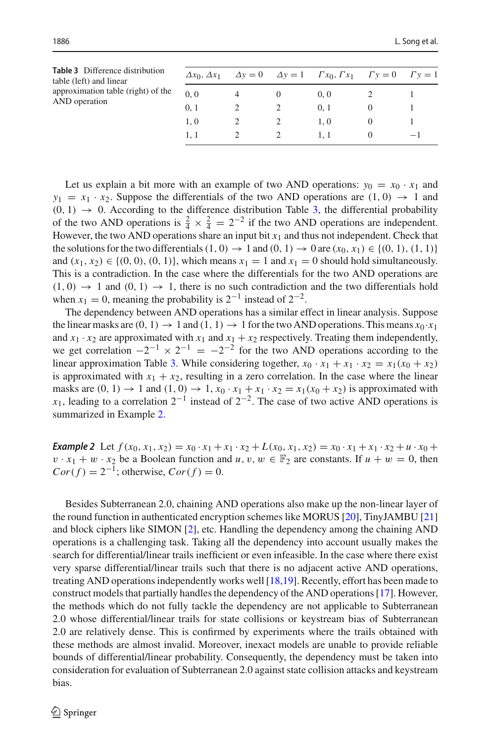**Table 3** Difference distribution table (left) and linear approximation table (right) of the AND operation

| $\Delta x_0, \Delta x_1$ | $\Delta y = 0$ | $\Delta y = 1$ | $\Gamma x_0, \Gamma x_1$ | $\Gamma y = 0$ | $\Gamma y = 1$ |
|---|---|---|---|---|---|
| 0, 0 | 4 | 0 | 0, 0 | 2 | 1 |
| 0, 1 | 2 | 2 | 0, 1 | 0 | 1 |
| 1, 0 | 2 | 2 | 1, 0 | 0 | 1 |
| 1, 1 | 2 | 2 | 1, 1 | 0 | −1 |

Let us explain a bit more with an example of two AND operations: $y_0 = x_0 \cdot x_1$ and $y_1 = x_1 \cdot x_2$. Suppose the differentials of the two AND operations are $(1, 0) \rightarrow 1$ and $(0, 1) \rightarrow 0$. According to the difference distribution Table 3, the differential probability of the two AND operations is $\frac{2}{4} \times \frac{2}{4} = 2^{-2}$ if the two AND operations are independent. However, the two AND operations share an input bit $x_1$ and thus not independent. Check that the solutions for the two differentials $(1, 0) \rightarrow 1$ and $(0, 1) \rightarrow 0$ are $(x_0, x_1) \in \{(0, 1), (1, 1)\}$ and $(x_1, x_2) \in \{(0, 0), (0, 1)\}$, which means $x_1 = 1$ and $x_1 = 0$ should hold simultaneously. This is a contradiction. In the case where the differentials for the two AND operations are $(1, 0) \rightarrow 1$ and $(0, 1) \rightarrow 1$, there is no such contradiction and the two differentials hold when $x_1 = 0$, meaning the probability is $2^{-1}$ instead of $2^{-2}$.

The dependency between AND operations has a similar effect in linear analysis. Suppose the linear masks are $(0, 1) \rightarrow 1$ and $(1, 1) \rightarrow 1$ for the two AND operations. This means $x_0 \cdot x_1$ and $x_1 \cdot x_2$ are approximated with $x_1$ and $x_1 + x_2$ respectively. Treating them independently, we get correlation $-2^{-1} \times 2^{-1} = -2^{-2}$ for the two AND operations according to the linear approximation Table 3. While considering together, $x_0 \cdot x_1 + x_1 \cdot x_2 = x_1(x_0 + x_2)$ is approximated with $x_1 + x_2$, resulting in a zero correlation. In the case where the linear masks are $(0, 1) \rightarrow 1$ and $(1, 0) \rightarrow 1$, $x_0 \cdot x_1 + x_1 \cdot x_2 = x_1(x_0 + x_2)$ is approximated with $x_1$, leading to a correlation $2^{-1}$ instead of $2^{-2}$. The case of two active AND operations is summarized in Example 2.

***Example 2*** Let $f(x_0, x_1, x_2) = x_0 \cdot x_1 + x_1 \cdot x_2 + L(x_0, x_1, x_2) = x_0 \cdot x_1 + x_1 \cdot x_2 + u \cdot x_0 + v \cdot x_1 + w \cdot x_2$ be a Boolean function and $u, v, w \in \mathbb{F}_2$ are constants. If $u + w = 0$, then $Cor(f) = 2^{-1}$; otherwise, $Cor(f) = 0$.

Besides Subterranean 2.0, chaining AND operations also make up the non-linear layer of the round function in authenticated encryption schemes like MORUS [20], TinyJAMBU [21] and block ciphers like SIMON [2], etc. Handling the dependency among the chaining AND operations is a challenging task. Taking all the dependency into account usually makes the search for differential/linear trails inefficient or even infeasible. In the case where there exist very sparse differential/linear trails such that there is no adjacent active AND operations, treating AND operations independently works well [18,19]. Recently, effort has been made to construct models that partially handles the dependency of the AND operations [17]. However, the methods which do not fully tackle the dependency are not applicable to Subterranean 2.0 whose differential/linear trails for state collisions or keystream bias of Subterranean 2.0 are relatively dense. This is confirmed by experiments where the trails obtained with these methods are almost invalid. Moreover, inexact models are unable to provide reliable bounds of differential/linear probability. Consequently, the dependency must be taken into consideration for evaluation of Subterranean 2.0 against state collision attacks and keystream bias.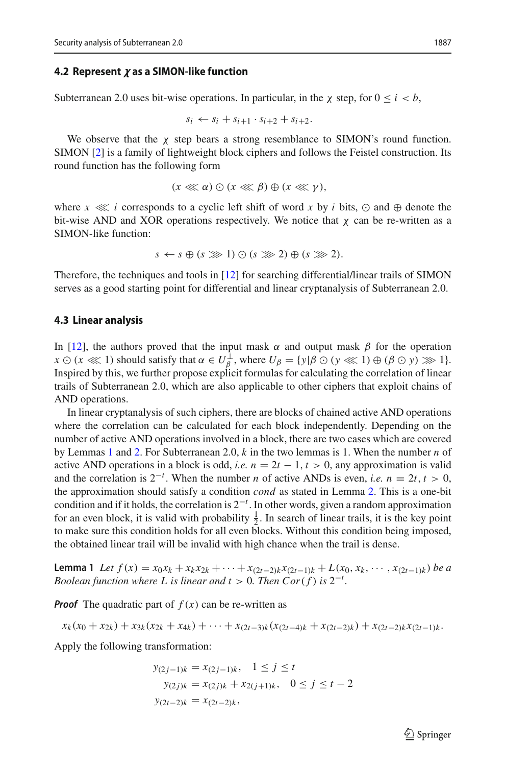### 4.2 Represent $\chi$ as a SIMON-like function

Subterranean 2.0 uses bit-wise operations. In particular, in the $\chi$ step, for $0 \leq i < b$,

$$s_i \leftarrow s_i + s_{i+1} \cdot s_{i+2} + s_{i+2}.$$

We observe that the $\chi$ step bears a strong resemblance to SIMON's round function. SIMON [2] is a family of lightweight block ciphers and follows the Feistel construction. Its round function has the following form

$$(x \lll \alpha) \odot (x \lll \beta) \oplus (x \lll \gamma),$$

where $x \lll i$ corresponds to a cyclic left shift of word $x$ by $i$ bits, $\odot$ and $\oplus$ denote the bit-wise AND and XOR operations respectively. We notice that $\chi$ can be re-written as a SIMON-like function:

$$s \leftarrow s \oplus (s \ggg 1) \odot (s \ggg 2) \oplus (s \ggg 2).$$

Therefore, the techniques and tools in [12] for searching differential/linear trails of SIMON serves as a good starting point for differential and linear cryptanalysis of Subterranean 2.0.

### 4.3 Linear analysis

In [12], the authors proved that the input mask $\alpha$ and output mask $\beta$ for the operation $x \odot (x \lll 1)$ should satisfy that $\alpha \in U_\beta^\perp$, where $U_\beta = \{y | \beta \odot (y \lll 1) \oplus (\beta \odot y) \ggg 1\}$. Inspired by this, we further propose explicit formulas for calculating the correlation of linear trails of Subterranean 2.0, which are also applicable to other ciphers that exploit chains of AND operations.

In linear cryptanalysis of such ciphers, there are blocks of chained active AND operations where the correlation can be calculated for each block independently. Depending on the number of active AND operations involved in a block, there are two cases which are covered by Lemmas 1 and 2. For Subterranean 2.0, $k$ in the two lemmas is 1. When the number $n$ of active AND operations in a block is odd, *i.e.* $n = 2t - 1, t > 0$, any approximation is valid and the correlation is $2^{-t}$. When the number $n$ of active ANDs is even, *i.e.* $n = 2t, t > 0$, the approximation should satisfy a condition *cond* as stated in Lemma 2. This is a one-bit condition and if it holds, the correlation is $2^{-t}$. In other words, given a random approximation for an even block, it is valid with probability $\frac{1}{2}$. In search of linear trails, it is the key point to make sure this condition holds for all even blocks. Without this condition being imposed, the obtained linear trail will be invalid with high chance when the trail is dense.

**Lemma 1** *Let* $f(x) = x_0 x_k + x_k x_{2k} + \cdots + x_{(2t-2)k} x_{(2t-1)k} + L(x_0, x_k, \cdots, x_{(2t-1)k})$ *be a Boolean function where* $L$ *is linear and* $t > 0$. *Then* $Cor(f)$ *is* $2^{-t}$.

***Proof*** The quadratic part of $f(x)$ can be re-written as

$$x_k(x_0 + x_{2k}) + x_{3k}(x_{2k} + x_{4k}) + \cdots + x_{(2t-3)k}(x_{(2t-4)k} + x_{(2t-2)k}) + x_{(2t-2)k} x_{(2t-1)k}.$$

Apply the following transformation:

$$\begin{aligned}
y_{(2j-1)k} &= x_{(2j-1)k}, \quad 1 \leq j \leq t \\
y_{(2j)k} &= x_{(2j)k} + x_{2(j+1)k}, \quad 0 \leq j \leq t-2 \\
y_{(2t-2)k} &= x_{(2t-2)k},
\end{aligned}$$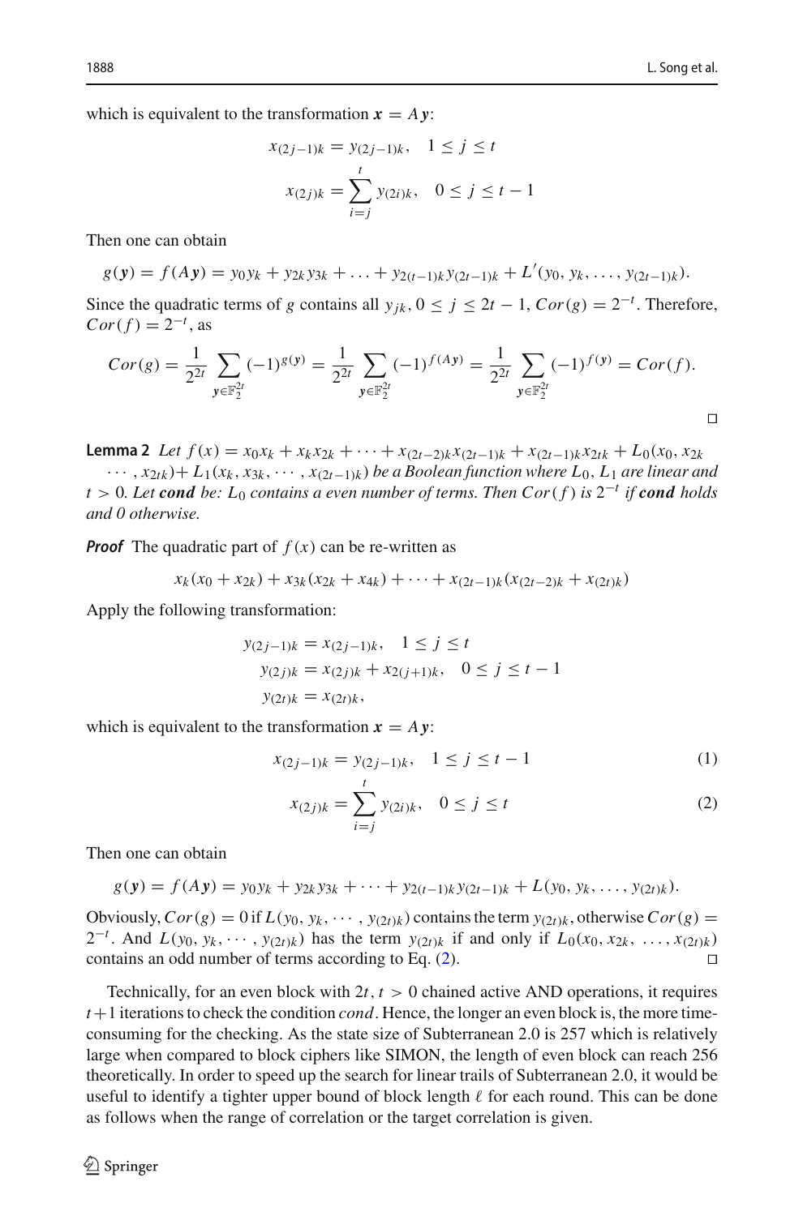which is equivalent to the transformation $\boldsymbol{x} = A\boldsymbol{y}$:

$$x_{(2j-1)k} = y_{(2j-1)k}, \quad 1 \leq j \leq t$$

$$x_{(2j)k} = \sum_{i=j}^{t} y_{(2i)k}, \quad 0 \leq j \leq t-1$$

Then one can obtain

$$g(\boldsymbol{y}) = f(A\boldsymbol{y}) = y_0 y_k + y_{2k} y_{3k} + \ldots + y_{2(t-1)k} y_{(2t-1)k} + L'(y_0, y_k, \ldots, y_{(2t-1)k}).$$

Since the quadratic terms of $g$ contains all $y_{jk}, 0 \leq j \leq 2t-1$, $Cor(g) = 2^{-t}$. Therefore, $Cor(f) = 2^{-t}$, as

$$Cor(g) = \frac{1}{2^{2t}} \sum_{\boldsymbol{y} \in \mathbb{F}_2^{2t}} (-1)^{g(\boldsymbol{y})} = \frac{1}{2^{2t}} \sum_{\boldsymbol{y} \in \mathbb{F}_2^{2t}} (-1)^{f(A\boldsymbol{y})} = \frac{1}{2^{2t}} \sum_{\boldsymbol{y} \in \mathbb{F}_2^{2t}} (-1)^{f(\boldsymbol{y})} = Cor(f).$$

□

**Lemma 2** *Let $f(x) = x_0 x_k + x_k x_{2k} + \cdots + x_{(2t-2)k} x_{(2t-1)k} + x_{(2t-1)k} x_{2tk} + L_0(x_0, x_{2k} \cdots, x_{2tk}) + L_1(x_k, x_{3k}, \cdots, x_{(2t-1)k})$ be a Boolean function where $L_0, L_1$ are linear and $t > 0$. Let **cond** be: $L_0$ contains a even number of terms. Then $Cor(f)$ is $2^{-t}$ if **cond** holds and 0 otherwise.*

***Proof*** The quadratic part of $f(x)$ can be re-written as

$$x_k(x_0 + x_{2k}) + x_{3k}(x_{2k} + x_{4k}) + \cdots + x_{(2t-1)k}(x_{(2t-2)k} + x_{(2t)k})$$

Apply the following transformation:

$$y_{(2j-1)k} = x_{(2j-1)k}, \quad 1 \leq j \leq t$$

$$y_{(2j)k} = x_{(2j)k} + x_{2(j+1)k}, \quad 0 \leq j \leq t-1$$

$$y_{(2t)k} = x_{(2t)k},$$

which is equivalent to the transformation $\boldsymbol{x} = A\boldsymbol{y}$:

$$x_{(2j-1)k} = y_{(2j-1)k}, \quad 1 \leq j \leq t-1 \tag{1}$$

$$x_{(2j)k} = \sum_{i=j}^{t} y_{(2i)k}, \quad 0 \leq j \leq t \tag{2}$$

Then one can obtain

$$g(\boldsymbol{y}) = f(A\boldsymbol{y}) = y_0 y_k + y_{2k} y_{3k} + \cdots + y_{2(t-1)k} y_{(2t-1)k} + L(y_0, y_k, \ldots, y_{(2t)k}).$$

Obviously, $Cor(g) = 0$ if $L(y_0, y_k, \cdots, y_{(2t)k})$ contains the term $y_{(2t)k}$, otherwise $Cor(g) = 2^{-t}$. And $L(y_0, y_k, \cdots, y_{(2t)k})$ has the term $y_{(2t)k}$ if and only if $L_0(x_0, x_{2k}, \ldots, x_{(2t)k})$ contains an odd number of terms according to Eq. (2). □

Technically, for an even block with $2t, t > 0$ chained active AND operations, it requires $t+1$ iterations to check the condition *cond*. Hence, the longer an even block is, the more time-consuming for the checking. As the state size of Subterranean 2.0 is 257 which is relatively large when compared to block ciphers like SIMON, the length of even block can reach 256 theoretically. In order to speed up the search for linear trails of Subterranean 2.0, it would be useful to identify a tighter upper bound of block length $\ell$ for each round. This can be done as follows when the range of correlation or the target correlation is given.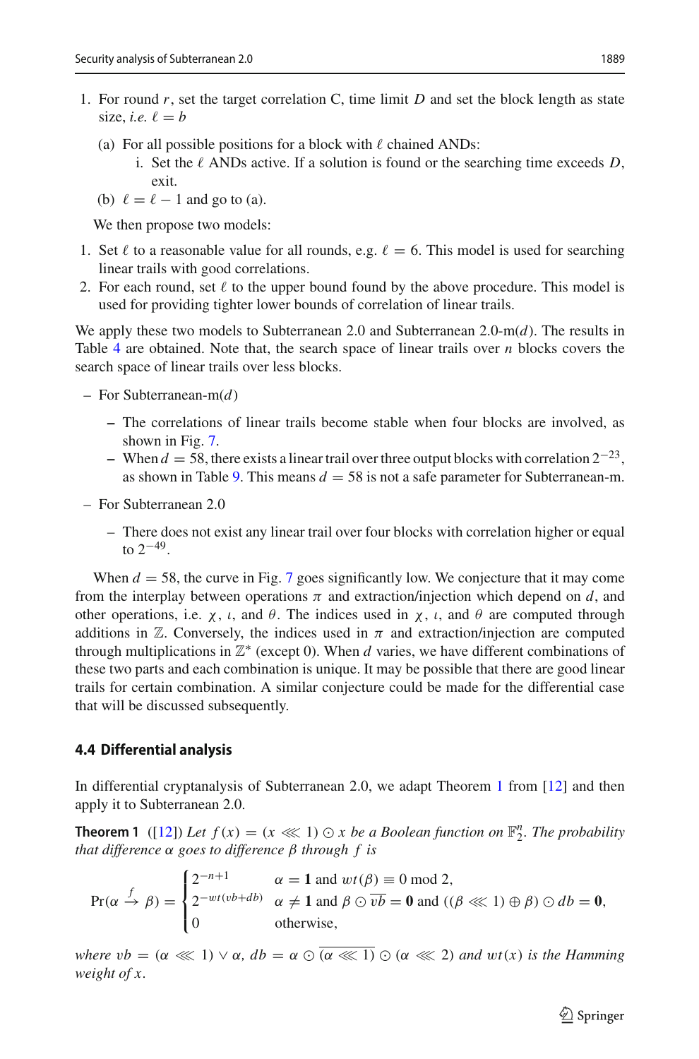1. For round $r$, set the target correlation C, time limit $D$ and set the block length as state size, *i.e.* $\ell = b$
   (a) For all possible positions for a block with $\ell$ chained ANDs:
      i. Set the $\ell$ ANDs active. If a solution is found or the searching time exceeds $D$, exit.
   (b) $\ell = \ell - 1$ and go to (a).

We then propose two models:

1. Set $\ell$ to a reasonable value for all rounds, e.g. $\ell = 6$. This model is used for searching linear trails with good correlations.
2. For each round, set $\ell$ to the upper bound found by the above procedure. This model is used for providing tighter lower bounds of correlation of linear trails.

We apply these two models to Subterranean 2.0 and Subterranean 2.0-m($d$). The results in Table 4 are obtained. Note that, the search space of linear trails over $n$ blocks covers the search space of linear trails over less blocks.

- For Subterranean-m($d$)
  - The correlations of linear trails become stable when four blocks are involved, as shown in Fig. 7.
  - When $d = 58$, there exists a linear trail over three output blocks with correlation $2^{-23}$, as shown in Table 9. This means $d = 58$ is not a safe parameter for Subterranean-m.
- For Subterranean 2.0
  - There does not exist any linear trail over four blocks with correlation higher or equal to $2^{-49}$.

When $d = 58$, the curve in Fig. 7 goes significantly low. We conjecture that it may come from the interplay between operations $\pi$ and extraction/injection which depend on $d$, and other operations, i.e. $\chi$, $\iota$, and $\theta$. The indices used in $\chi$, $\iota$, and $\theta$ are computed through additions in $\mathbb{Z}$. Conversely, the indices used in $\pi$ and extraction/injection are computed through multiplications in $\mathbb{Z}^*$ (except 0). When $d$ varies, we have different combinations of these two parts and each combination is unique. It may be possible that there are good linear trails for certain combination. A similar conjecture could be made for the differential case that will be discussed subsequently.

### 4.4 Differential analysis

In differential cryptanalysis of Subterranean 2.0, we adapt Theorem 1 from [12] and then apply it to Subterranean 2.0.

**Theorem 1** ([12]) *Let $f(x) = (x \lll 1) \odot x$ be a Boolean function on $\mathbb{F}_2^n$. The probability that difference $\alpha$ goes to difference $\beta$ through $f$ is*

$$\Pr(\alpha \xrightarrow{f} \beta) = \begin{cases} 2^{-n+1} & \alpha = \mathbf{1} \text{ and } wt(\beta) \equiv 0 \bmod 2, \\ 2^{-wt(vb+db)} & \alpha \neq \mathbf{1} \text{ and } \beta \odot \overline{vb} = \mathbf{0} \text{ and } ((\beta \lll 1) \oplus \beta) \odot db = \mathbf{0}, \\ 0 & \text{otherwise,} \end{cases}$$

*where $vb = (\alpha \lll 1) \vee \alpha$, $db = \alpha \odot \overline{(\alpha \lll 1)} \odot (\alpha \lll 2)$ and $wt(x)$ is the Hamming weight of $x$.*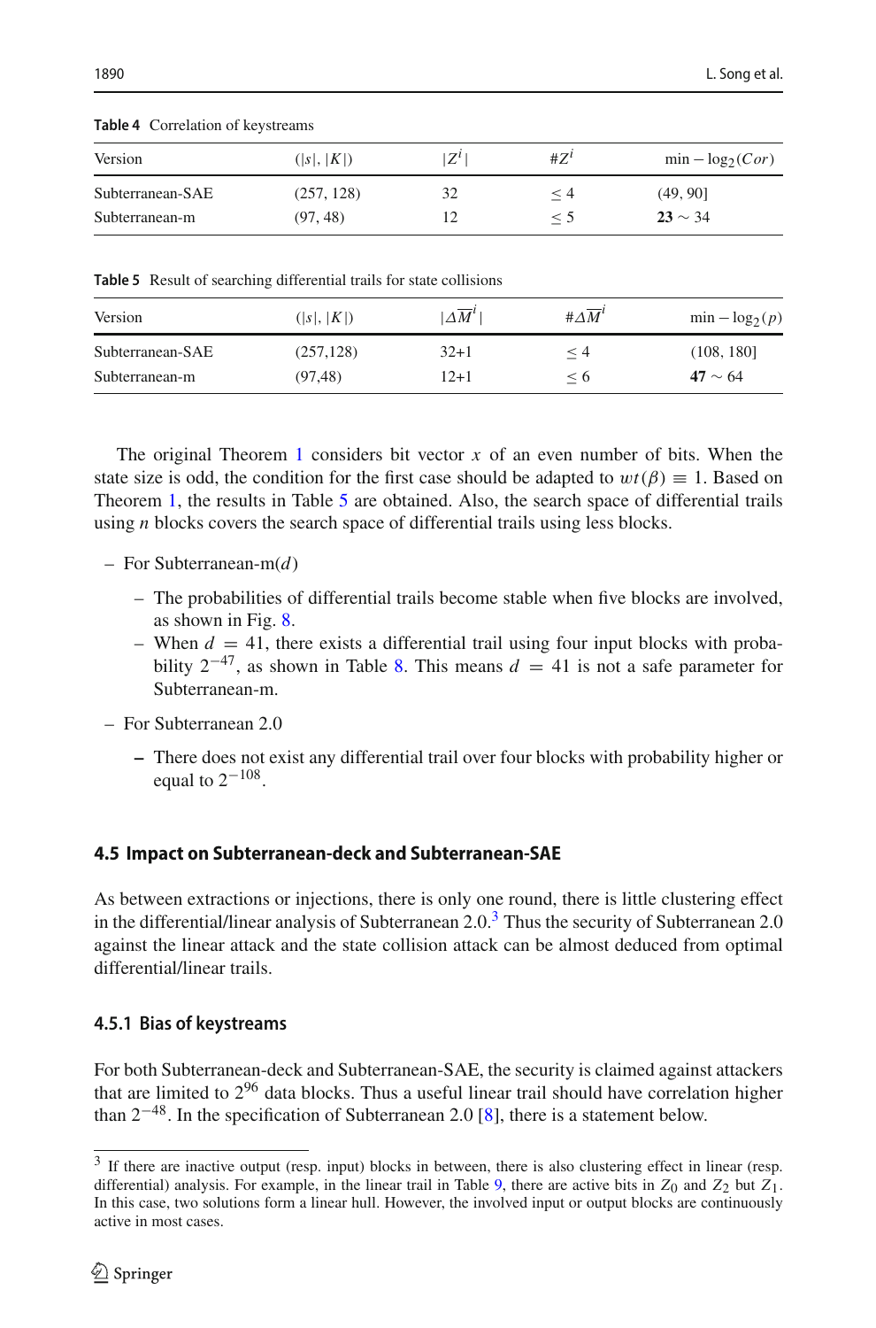**Table 4** Correlation of keystreams

| Version | $(\|s\|, \|K\|)$ | $\|Z^i\|$ | $\#Z^i$ | $\min - \log_2(Cor)$ |
|---|---|---|---|---|
| Subterranean-SAE | (257, 128) | 32 | $\leq 4$ | (49, 90] |
| Subterranean-m | (97, 48) | 12 | $\leq 5$ | **23** $\sim$ 34 |

**Table 5** Result of searching differential trails for state collisions

| Version | $(\|s\|, \|K\|)$ | $\|\Delta\overline{M}^i\|$ | $\#\Delta\overline{M}^i$ | $\min - \log_2(p)$ |
|---|---|---|---|---|
| Subterranean-SAE | (257,128) | 32+1 | $\leq 4$ | (108, 180] |
| Subterranean-m | (97,48) | 12+1 | $\leq 6$ | **47** $\sim$ 64 |

The original Theorem 1 considers bit vector $x$ of an even number of bits. When the state size is odd, the condition for the first case should be adapted to $wt(\beta) \equiv 1$. Based on Theorem 1, the results in Table 5 are obtained. Also, the search space of differential trails using $n$ blocks covers the search space of differential trails using less blocks.

- For Subterranean-m($d$)
  - The probabilities of differential trails become stable when five blocks are involved, as shown in Fig. 8.
  - When $d = 41$, there exists a differential trail using four input blocks with probability $2^{-47}$, as shown in Table 8. This means $d = 41$ is not a safe parameter for Subterranean-m.
- For Subterranean 2.0
  - There does not exist any differential trail over four blocks with probability higher or equal to $2^{-108}$.

### 4.5 Impact on Subterranean-deck and Subterranean-SAE

As between extractions or injections, there is only one round, there is little clustering effect in the differential/linear analysis of Subterranean 2.0.[3] Thus the security of Subterranean 2.0 against the linear attack and the state collision attack can be almost deduced from optimal differential/linear trails.

#### 4.5.1 Bias of keystreams

For both Subterranean-deck and Subterranean-SAE, the security is claimed against attackers that are limited to $2^{96}$ data blocks. Thus a useful linear trail should have correlation higher than $2^{-48}$. In the specification of Subterranean 2.0 [8], there is a statement below.

[3] If there are inactive output (resp. input) blocks in between, there is also clustering effect in linear (resp. differential) analysis. For example, in the linear trail in Table 9, there are active bits in $Z_0$ and $Z_2$ but $Z_1$. In this case, two solutions form a linear hull. However, the involved input or output blocks are continuously active in most cases.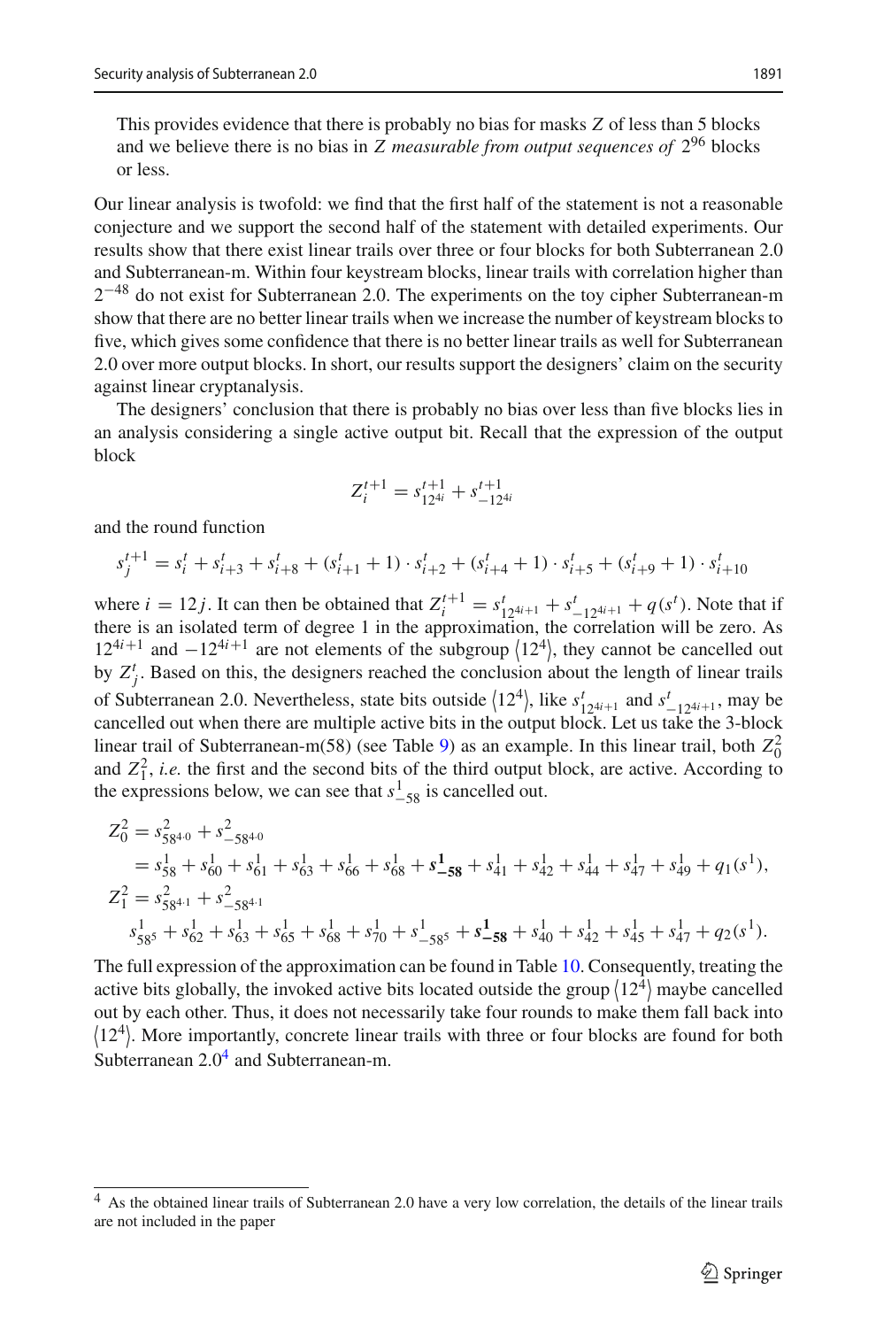This provides evidence that there is probably no bias for masks $Z$ of less than 5 blocks and we believe there is no bias in $Z$ *measurable from output sequences of* $2^{96}$ blocks or less.

Our linear analysis is twofold: we find that the first half of the statement is not a reasonable conjecture and we support the second half of the statement with detailed experiments. Our results show that there exist linear trails over three or four blocks for both Subterranean 2.0 and Subterranean-m. Within four keystream blocks, linear trails with correlation higher than $2^{-48}$ do not exist for Subterranean 2.0. The experiments on the toy cipher Subterranean-m show that there are no better linear trails when we increase the number of keystream blocks to five, which gives some confidence that there is no better linear trails as well for Subterranean 2.0 over more output blocks. In short, our results support the designers' claim on the security against linear cryptanalysis.

The designers' conclusion that there is probably no bias over less than five blocks lies in an analysis considering a single active output bit. Recall that the expression of the output block

$$Z_i^{t+1} = s_{12^{4i}}^{t+1} + s_{-12^{4i}}^{t+1}$$

and the round function

$$s_j^{t+1} = s_i^t + s_{i+3}^t + s_{i+8}^t + (s_{i+1}^t + 1) \cdot s_{i+2}^t + (s_{i+4}^t + 1) \cdot s_{i+5}^t + (s_{i+9}^t + 1) \cdot s_{i+10}^t$$

where $i = 12j$. It can then be obtained that $Z_i^{t+1} = s_{12^{4i+1}}^t + s_{-12^{4i+1}}^t + q(s^t)$. Note that if there is an isolated term of degree 1 in the approximation, the correlation will be zero. As $12^{4i+1}$ and $-12^{4i+1}$ are not elements of the subgroup $\langle 12^4 \rangle$, they cannot be cancelled out by $Z_j^t$. Based on this, the designers reached the conclusion about the length of linear trails of Subterranean 2.0. Nevertheless, state bits outside $\langle 12^4 \rangle$, like $s_{12^{4i+1}}^t$ and $s_{-12^{4i+1}}^t$, may be cancelled out when there are multiple active bits in the output block. Let us take the 3-block linear trail of Subterranean-m(58) (see Table 9) as an example. In this linear trail, both $Z_0^2$ and $Z_1^2$, *i.e.* the first and the second bits of the third output block, are active. According to the expressions below, we can see that $s_{-58}^1$ is cancelled out.

$$\begin{aligned}
Z_0^2 &= s_{58^{4\cdot 0}}^2 + s_{-58^{4\cdot 0}}^2 \\
&= s_{58}^1 + s_{60}^1 + s_{61}^1 + s_{63}^1 + s_{66}^1 + s_{68}^1 + \mathbf{s_{-58}^1} + s_{41}^1 + s_{42}^1 + s_{44}^1 + s_{47}^1 + s_{49}^1 + q_1(s^1), \\
Z_1^2 &= s_{58^{4\cdot 1}}^2 + s_{-58^{4\cdot 1}}^2 \\
&\quad s_{58^5}^1 + s_{62}^1 + s_{63}^1 + s_{65}^1 + s_{68}^1 + s_{70}^1 + s_{-58^5}^1 + \mathbf{s_{-58}^1} + s_{40}^1 + s_{42}^1 + s_{45}^1 + s_{47}^1 + q_2(s^1).
\end{aligned}$$

The full expression of the approximation can be found in Table 10. Consequently, treating the active bits globally, the invoked active bits located outside the group $\langle 12^4 \rangle$ maybe cancelled out by each other. Thus, it does not necessarily take four rounds to make them fall back into $\langle 12^4 \rangle$. More importantly, concrete linear trails with three or four blocks are found for both Subterranean 2.0[4] and Subterranean-m.

[4] As the obtained linear trails of Subterranean 2.0 have a very low correlation, the details of the linear trails are not included in the paper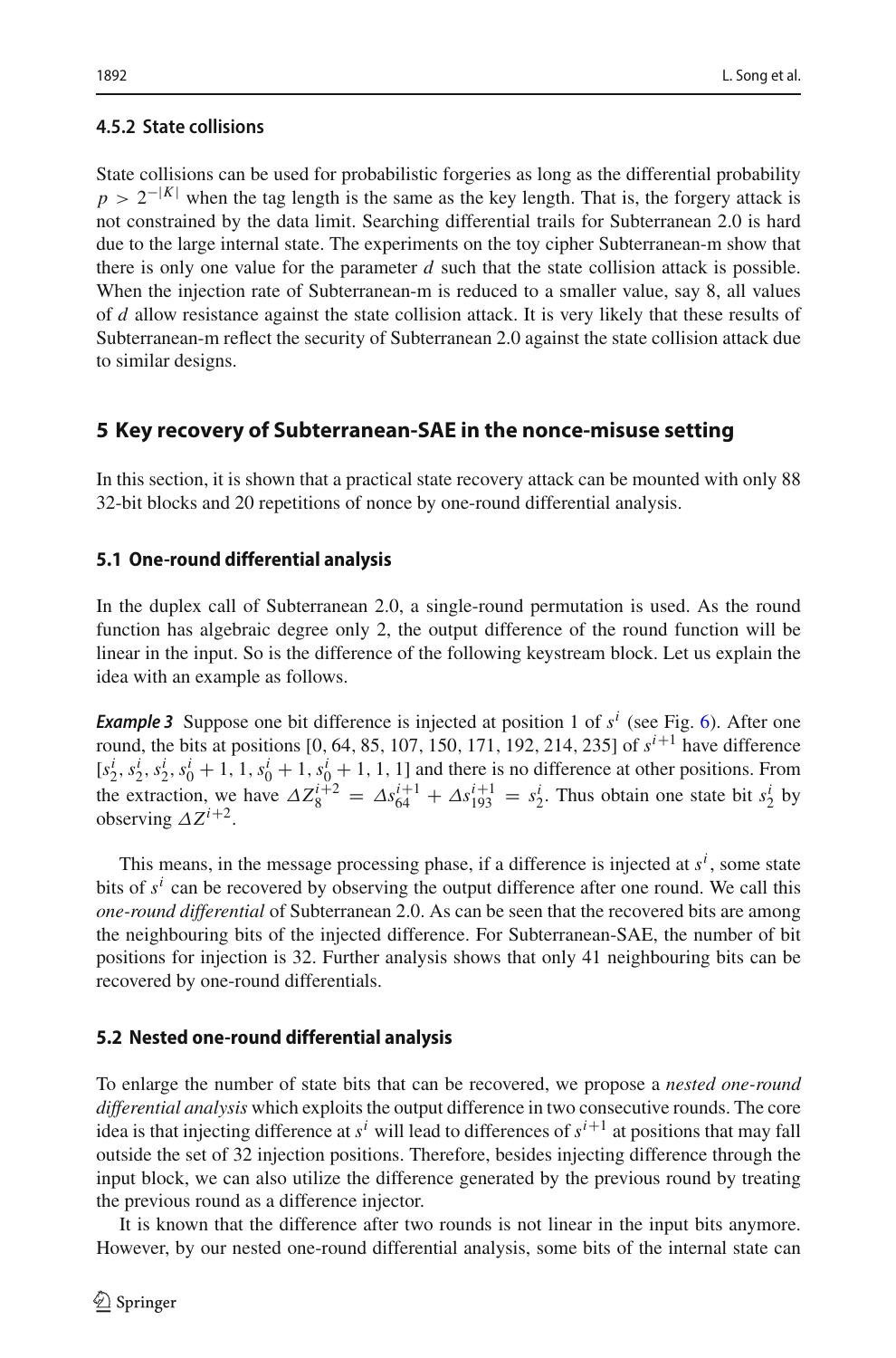#### 4.5.2 State collisions

State collisions can be used for probabilistic forgeries as long as the differential probability $p > 2^{-|K|}$ when the tag length is the same as the key length. That is, the forgery attack is not constrained by the data limit. Searching differential trails for Subterranean 2.0 is hard due to the large internal state. The experiments on the toy cipher Subterranean-m show that there is only one value for the parameter $d$ such that the state collision attack is possible. When the injection rate of Subterranean-m is reduced to a smaller value, say 8, all values of $d$ allow resistance against the state collision attack. It is very likely that these results of Subterranean-m reflect the security of Subterranean 2.0 against the state collision attack due to similar designs.

## 5 Key recovery of Subterranean-SAE in the nonce-misuse setting

In this section, it is shown that a practical state recovery attack can be mounted with only 88 32-bit blocks and 20 repetitions of nonce by one-round differential analysis.

### 5.1 One-round differential analysis

In the duplex call of Subterranean 2.0, a single-round permutation is used. As the round function has algebraic degree only 2, the output difference of the round function will be linear in the input. So is the difference of the following keystream block. Let us explain the idea with an example as follows.

***Example 3*** Suppose one bit difference is injected at position 1 of $s^i$ (see Fig. 6). After one round, the bits at positions [0, 64, 85, 107, 150, 171, 192, 214, 235] of $s^{i+1}$ have difference $[s_2^i, s_2^i, s_2^i, s_0^i + 1, 1, s_0^i + 1, s_0^i + 1, 1, 1]$ and there is no difference at other positions. From the extraction, we have $\Delta Z_8^{i+2} = \Delta s_{64}^{i+1} + \Delta s_{193}^{i+1} = s_2^i$. Thus obtain one state bit $s_2^i$ by observing $\Delta Z^{i+2}$.

This means, in the message processing phase, if a difference is injected at $s^i$, some state bits of $s^i$ can be recovered by observing the output difference after one round. We call this *one-round differential* of Subterranean 2.0. As can be seen that the recovered bits are among the neighbouring bits of the injected difference. For Subterranean-SAE, the number of bit positions for injection is 32. Further analysis shows that only 41 neighbouring bits can be recovered by one-round differentials.

### 5.2 Nested one-round differential analysis

To enlarge the number of state bits that can be recovered, we propose a *nested one-round differential analysis* which exploits the output difference in two consecutive rounds. The core idea is that injecting difference at $s^i$ will lead to differences of $s^{i+1}$ at positions that may fall outside the set of 32 injection positions. Therefore, besides injecting difference through the input block, we can also utilize the difference generated by the previous round by treating the previous round as a difference injector.

It is known that the difference after two rounds is not linear in the input bits anymore. However, by our nested one-round differential analysis, some bits of the internal state can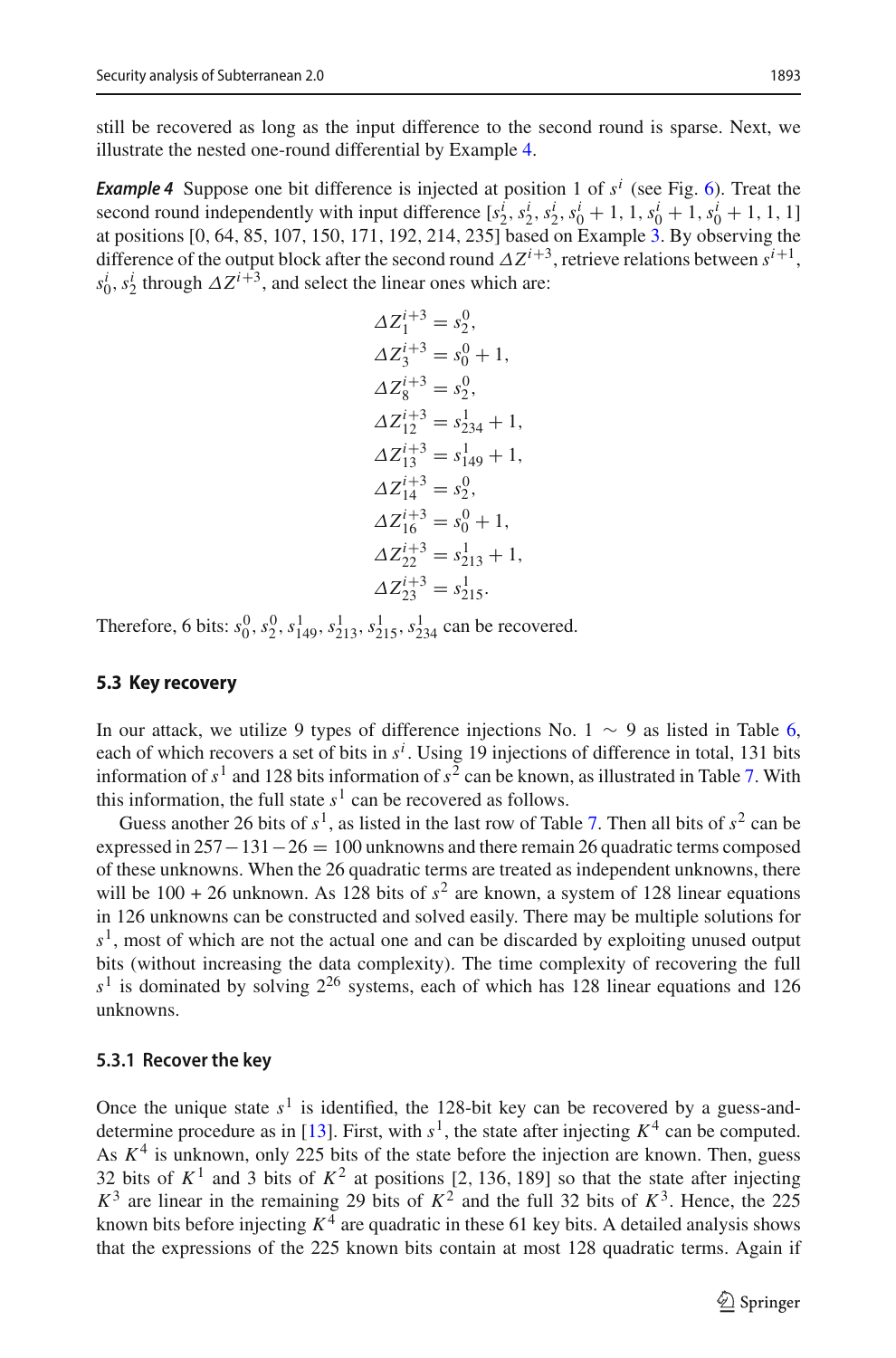still be recovered as long as the input difference to the second round is sparse. Next, we illustrate the nested one-round differential by Example 4.

***Example 4*** Suppose one bit difference is injected at position 1 of $s^i$ (see Fig. 6). Treat the second round independently with input difference $[s_2^i, s_2^i, s_2^i, s_0^i + 1, 1, s_0^i + 1, s_0^i + 1, 1, 1]$ at positions [0, 64, 85, 107, 150, 171, 192, 214, 235] based on Example 3. By observing the difference of the output block after the second round $\Delta Z^{i+3}$, retrieve relations between $s^{i+1}$, $s_0^i$, $s_2^i$ through $\Delta Z^{i+3}$, and select the linear ones which are:

$$
\begin{aligned}
\Delta Z_1^{i+3} &= s_2^0,\\
\Delta Z_3^{i+3} &= s_0^0 + 1,\\
\Delta Z_8^{i+3} &= s_2^0,\\
\Delta Z_{12}^{i+3} &= s_{234}^1 + 1,\\
\Delta Z_{13}^{i+3} &= s_{149}^1 + 1,\\
\Delta Z_{14}^{i+3} &= s_2^0,\\
\Delta Z_{16}^{i+3} &= s_0^0 + 1,\\
\Delta Z_{22}^{i+3} &= s_{213}^1 + 1,\\
\Delta Z_{23}^{i+3} &= s_{215}^1.
\end{aligned}
$$

Therefore, 6 bits: $s_0^0, s_2^0, s_{149}^1, s_{213}^1, s_{215}^1, s_{234}^1$ can be recovered.

### 5.3 Key recovery

In our attack, we utilize 9 types of difference injections No. 1 $\sim$ 9 as listed in Table 6, each of which recovers a set of bits in $s^i$. Using 19 injections of difference in total, 131 bits information of $s^1$ and 128 bits information of $s^2$ can be known, as illustrated in Table 7. With this information, the full state $s^1$ can be recovered as follows.

Guess another 26 bits of $s^1$, as listed in the last row of Table 7. Then all bits of $s^2$ can be expressed in $257-131-26 = 100$ unknowns and there remain 26 quadratic terms composed of these unknowns. When the 26 quadratic terms are treated as independent unknowns, there will be 100 + 26 unknown. As 128 bits of $s^2$ are known, a system of 128 linear equations in 126 unknowns can be constructed and solved easily. There may be multiple solutions for $s^1$, most of which are not the actual one and can be discarded by exploiting unused output bits (without increasing the data complexity). The time complexity of recovering the full $s^1$ is dominated by solving $2^{26}$ systems, each of which has 128 linear equations and 126 unknowns.

#### 5.3.1 Recover the key

Once the unique state $s^1$ is identified, the 128-bit key can be recovered by a guess-and-determine procedure as in [13]. First, with $s^1$, the state after injecting $K^4$ can be computed. As $K^4$ is unknown, only 225 bits of the state before the injection are known. Then, guess 32 bits of $K^1$ and 3 bits of $K^2$ at positions [2, 136, 189] so that the state after injecting $K^3$ are linear in the remaining 29 bits of $K^2$ and the full 32 bits of $K^3$. Hence, the 225 known bits before injecting $K^4$ are quadratic in these 61 key bits. A detailed analysis shows that the expressions of the 225 known bits contain at most 128 quadratic terms. Again if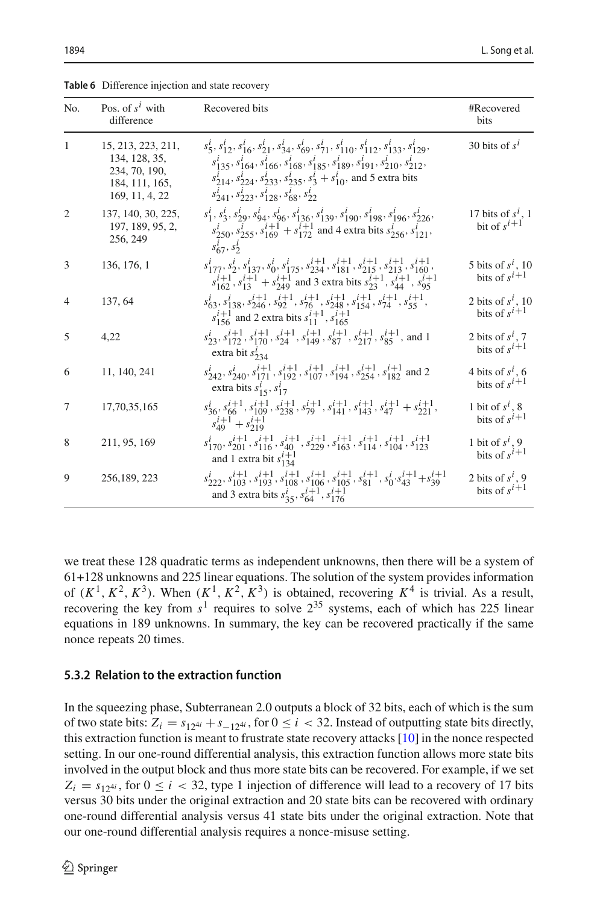**Table 6** Difference injection and state recovery

| No. | Pos. of $s^i$ with difference | Recovered bits | #Recovered bits |
|---|---|---|---|
| 1 | 15, 213, 223, 211, 134, 128, 35, 234, 70, 190, 184, 111, 165, 169, 11, 4, 22 | $s_5^i, s_{12}^i, s_{16}^i, s_{21}^i, s_{34}^i, s_{69}^i, s_{71}^i, s_{110}^i, s_{112}^i, s_{133}^i, s_{129}^i, s_{135}^i, s_{164}^i, s_{166}^i, s_{168}^i, s_{185}^i, s_{189}^i, s_{191}^i, s_{210}^i, s_{212}^i, s_{214}^i, s_{224}^i, s_{233}^i, s_{235}^i, s_3^i + s_{10}^i$, and 5 extra bits $s_{241}^i, s_{223}^i, s_{128}^i, s_{68}^i, s_{22}^i$ | 30 bits of $s^i$ |
| 2 | 137, 140, 30, 225, 197, 189, 95, 2, 256, 249 | $s_1^i, s_3^i, s_{29}^i, s_{94}^i, s_{96}^i, s_{136}^i, s_{139}^i, s_{190}^i, s_{198}^i, s_{196}^i, s_{226}^i, s_{250}^i, s_{255}^i, s_{169}^{i+1} + s_{172}^{i+1}$ and 4 extra bits $s_{256}^i, s_{121}^i, s_{67}^i, s_2^i$ | 17 bits of $s^i$, 1 bit of $s^{i+1}$ |
| 3 | 136, 176, 1 | $s_{177}^i, s_2^i, s_{137}^i, s_0^i, s_{175}^i, s_{234}^{i+1}, s_{181}^{i+1}, s_{215}^{i+1}, s_{213}^{i+1}, s_{160}^{i+1}, s_{162}^{i+1}, s_{13}^{i+1} + s_{249}^{i+1}$ and 3 extra bits $s_{23}^{i+1}, s_{44}^{i+1}, s_{95}^{i+1}$ | 5 bits of $s^i$, 10 bits of $s^{i+1}$ |
| 4 | 137, 64 | $s_{63}^i, s_{138}^i, s_{246}^{i+1}, s_{92}^{i+1}, s_{76}^{i+1}, s_{248}^{i+1}, s_{154}^{i+1}, s_{74}^{i+1}, s_{55}^{i+1}, s_{156}^{i+1}$ and 2 extra bits $s_{11}^{i+1}, s_{165}^{i+1}$ | 2 bits of $s^i$, 10 bits of $s^{i+1}$ |
| 5 | 4,22 | $s_{23}^i, s_{172}^{i+1}, s_{170}^{i+1}, s_{24}^{i+1}, s_{149}^{i+1}, s_{87}^{i+1}, s_{217}^{i+1}, s_{85}^{i+1}$, and 1 extra bit $s_{234}^i$ | 2 bits of $s^i$, 7 bits of $s^{i+1}$ |
| 6 | 11, 140, 241 | $s_{242}^i, s_{240}^i, s_{171}^{i+1}, s_{192}^{i+1}, s_{107}^{i+1}, s_{194}^{i+1}, s_{254}^{i+1}, s_{182}^{i+1}$ and 2 extra bits $s_{15}^i, s_{17}^i$ | 4 bits of $s^i$, 6 bits of $s^{i+1}$ |
| 7 | 17,70,35,165 | $s_{36}^i, s_{66}^{i+1}, s_{109}^{i+1}, s_{238}^{i+1}, s_{79}^{i+1}, s_{141}^{i+1}, s_{143}^{i+1}, s_{47}^{i+1} + s_{221}^{i+1}, s_{49}^{i+1} + s_{219}^{i+1}$ | 1 bit of $s^i$, 8 bits of $s^{i+1}$ |
| 8 | 211, 95, 169 | $s_{170}^i, s_{201}^{i+1}, s_{116}^{i+1}, s_{40}^{i+1}, s_{229}^{i+1}, s_{163}^{i+1}, s_{114}^{i+1}, s_{104}^{i+1}, s_{123}^{i+1}$ and 1 extra bit $s_{134}^{i+1}$ | 1 bit of $s^i$, 9 bits of $s^{i+1}$ |
| 9 | 256,189, 223 | $s_{222}^i, s_{103}^{i+1}, s_{193}^{i+1}, s_{108}^{i+1}, s_{106}^{i+1}, s_{105}^{i+1}, s_{81}^{i+1}, s_0^i \cdot s_{43}^{i+1} + s_{39}^{i+1}$ and 3 extra bits $s_{35}^i, s_{64}^{i+1}, s_{176}^{i+1}$ | 2 bits of $s^i$, 9 bits of $s^{i+1}$ |

we treat these 128 quadratic terms as independent unknowns, then there will be a system of 61+128 unknowns and 225 linear equations. The solution of the system provides information of $(K^1, K^2, K^3)$. When $(K^1, K^2, K^3)$ is obtained, recovering $K^4$ is trivial. As a result, recovering the key from $s^1$ requires to solve $2^{35}$ systems, each of which has 225 linear equations in 189 unknowns. In summary, the key can be recovered practically if the same nonce repeats 20 times.

### 5.3.2 Relation to the extraction function

In the squeezing phase, Subterranean 2.0 outputs a block of 32 bits, each of which is the sum of two state bits: $Z_i = s_{12^{4i}} + s_{-12^{4i}}$, for $0 \leq i < 32$. Instead of outputting state bits directly, this extraction function is meant to frustrate state recovery attacks [10] in the nonce respected setting. In our one-round differential analysis, this extraction function allows more state bits involved in the output block and thus more state bits can be recovered. For example, if we set $Z_i = s_{12^{4i}}$, for $0 \leq i < 32$, type 1 injection of difference will lead to a recovery of 17 bits versus 30 bits under the original extraction and 20 state bits can be recovered with ordinary one-round differential analysis versus 41 state bits under the original extraction. Note that our one-round differential analysis requires a nonce-misuse setting.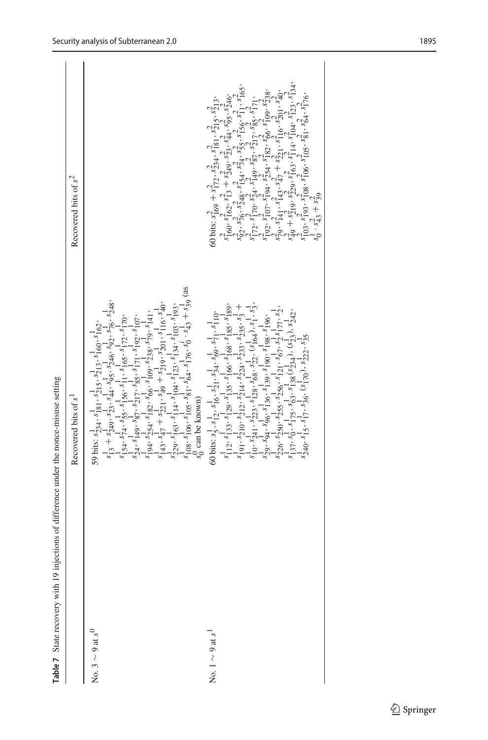**Table 7** State recovery with 19 injections of difference under the nonce-misuse setting

| | Recovered bits of $s^1$ | Recovered bits of $s^2$ |
|---|---|---|
| No. $3 \sim 9$ at $s^0$ | 59 bits: $s^1_{234}, s^1_{181}, s^1_{215}, s^1_{213}, s^1_{160}, s^1_{162}$, $s^1_{13} + s^1_{249}, s^1_{23}, s^1_{44}, s^1_{95}, s^1_{246}, s^1_{92}, s^1_{76}, s^1_{248}$, $s^1_{154}, s^1_{74}, s^1_{55}, s^1_{156}, s^1_{11}, s^1_{165}, s^1_{172}, s^1_{170}$, $s^1_{24}, s^1_{149}, s^1_{87}, s^1_{217}, s^1_{85}, s^1_{171}, s^1_{192}, s^1_{107}$, $s^1_{194}, s^1_{254}, s^1_{182}, s^1_{66}, s^1_{109}, s^1_{238}, s^1_{79}, s^1_{141}$, $s^1_{143}, s^1_{47} + s^1_{221}, s^1_{49} + s^1_{219}, s^1_{201}, s^1_{116}, s^1_{40}$, $s^1_{229}, s^1_{163}, s^1_{114}, s^1_{104}, s^1_{123}, s^1_{134}, s^1_{103}, s^1_{193}$, $s^1_{108}, s^1_{106}, s^1_{105}, s^1_{81}, s^1_{64}, s^1_{176}, s^i_0 \cdot s^1_{43} + s^1_{39}$ (as $s^0_0$ can be known) | |
| No. $1 \sim 9$ at $s^1$ | 60 bits: $s^1_5, s^1_{12}, s^1_{16}, s^1_{21}, s^1_{34}, s^1_{69}, s^1_{71}, s^1_{110}$, $s^1_{112}, s^1_{133}, s^1_{129}, s^1_{135}, s^1_{166}, s^1_{168}, s^1_{185}, s^1_{189}$, $s^1_{191}, s^1_{210}, s^1_{212}, s^1_{214}, s^1_{224}, s^1_{233}, s^1_{235}, s^1_3 +$ $s^1_{10}, s^1_{241}, s^1_{223}, s^1_{128}, s^1_{68}, s^1_{22}, (s^1_{164}), s^1_1, s^1_3$, $s^1_{29}, s^1_{94}, s^1_{96}, s^1_{136}, s^1_{139}, s^1_{190}, s^1_{198}, s^1_{196}$, $s^1_{226}, s^1_{250}, s^1_{255}, s^1_{256}, s^1_{121}, s^1_{67}, s^1_2 s^1_{177}, s^1_2$, $s^1_{137}, s^1_0, s^1_{175}, s^1_{63}, s^1_{138} (s^1_{234}), (s^1_{23}), s^1_{242}$, $s^1_{240}, s^1_{15}, s^1_{17}, s^1_{36}, (s^1_{170}), s^1_{222}, s^1_{35}$ | 60 bits: $s^2_{169} + s^2_{172}, s^2_{234}, s^2_{181}, s^2_{215}, s^2_{213}$, $s^2_{160}, s^2_{162}, s^2_{13} + s^2_{249}, s^2_{23}, s^2_{44}, s^2_{95}, s^2_{246}$, $s^2_{92}, s^2_{76}, s^2_{248}, s^2_{154}, s^2_{74}, s^2_{55}, s^2_{156}, s^2_{11}, s^2_{165}$, $s^2_{172}, s^2_{170}, s^2_{24}, s^2_{149}, s^2_{87}, s^2_{217}, s^2_{85}, s^2_{171}$, $s^2_{192}, s^2_{107}, s^2_{194}, s^2_{254}, s^2_{182}, s^2_{66}, s^2_{109}, s^2_{238}$, $s^2_{79}, s^2_{141}, s^2_{143}, s^2_{47} + s^2_{221}, s^2_{116}, s^2_{201}, s^2_{40}$, $s^2_{49} + s^2_{219}, s^2_{229}, s^2_{163}, s^2_{114}, s^2_{104}, s^2_{123}, s^2_{134}$, $s^2_{103}, s^2_{193}, s^2_{108}, s^2_{106}, s^2_{105}, s^2_{81}, s^2_{64}, s^2_{176}$, $s^1_0 \cdot s^2_{43} + s^2_{39}$ |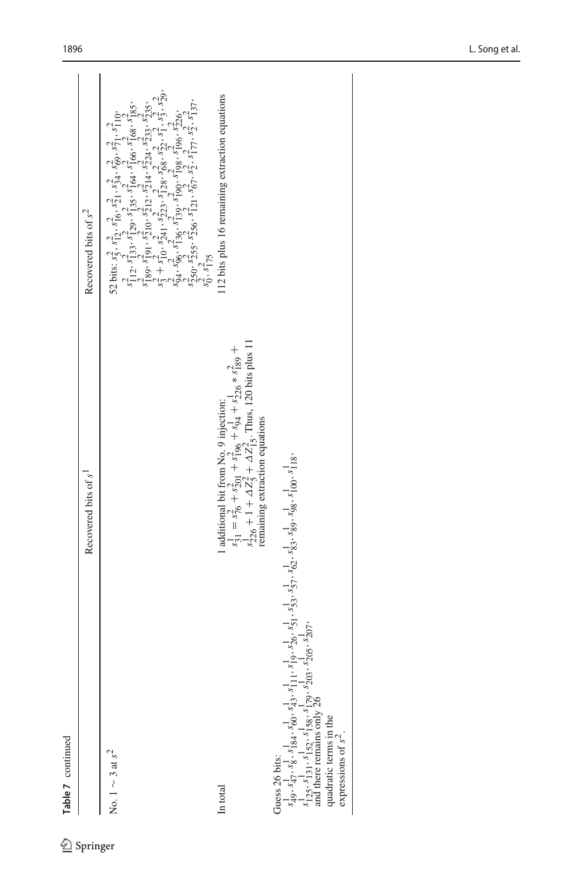**Table 7** continued

| | Recovered bits of $s^1$ | Recovered bits of $s^2$ |
|---|---|---|
| No. 1 ∼ 3 at $s^2$ | | 52 bits: $s^2_5, s^2_{12}, s^2_{16}, s^2_{21}, s^2_{34}, s^2_{69}, s^2_{71}, s^2_{110}, s^2_{112}, s^2_{133}, s^2_{129}, s^2_{135}, s^2_{164}, s^2_{166}, s^2_{168}, s^2_{185}, s^2_{189}, s^2_{191}, s^2_{210}, s^2_{212}, s^2_{214}, s^2_{224}, s^2_{233}, s^2_{235}, s^2_3 + s^2_{10}, s^2_{241}, s^2_{223}, s^2_{128}, s^2_{68}, s^2_{22}, s^2_1, s^2_3, s^2_{29}, s^2_{94}, s^2_{96}, s^2_{136}, s^2_{139}, s^2_{190}, s^2_{198}, s^2_{196}, s^2_{226}, s^2_{250}, s^2_{255}, s^2_{256}, s^2_{121}, s^2_{67}, s^2_2, s^2_{177}, s^2_2, s^2_{137}, s^2_0, s^2_{175}$ |
| In total | 1 additional bit from No. 9 injection: $s^1_{31} = s^2_{76} + s^2_{201} + s^2_{196} + s^1_{94} + s^1_{226} * s^2_{189} + s^1_{226} + 1 + \Delta Z^2_5 + \Delta Z^2_{15}$. Thus, 120 bits plus 11 remaining extraction equations | 112 bits plus 16 remaining extraction equations |

Guess 26 bits: $s^1_{49}, s^1_{47}, s^1_8, s^1_{184}, s^1_{60}, s^1_{43}, s^1_{111}, s^1_{19}, s^1_{26}, s^1_{51}, s^1_{53}, s^1_{57}, s^1_{62}, s^1_{83}, s^1_{89}, s^1_{98}, s^1_{100}, s^1_{118}, s^1_{125}, s^1_{131}, s^1_{152}, s^1_{158}, s^1_{179}, s^1_{203}, s^1_{205}, s^1_{207}$, and there remains only 26 quadratic terms in the expressions of $s^2$.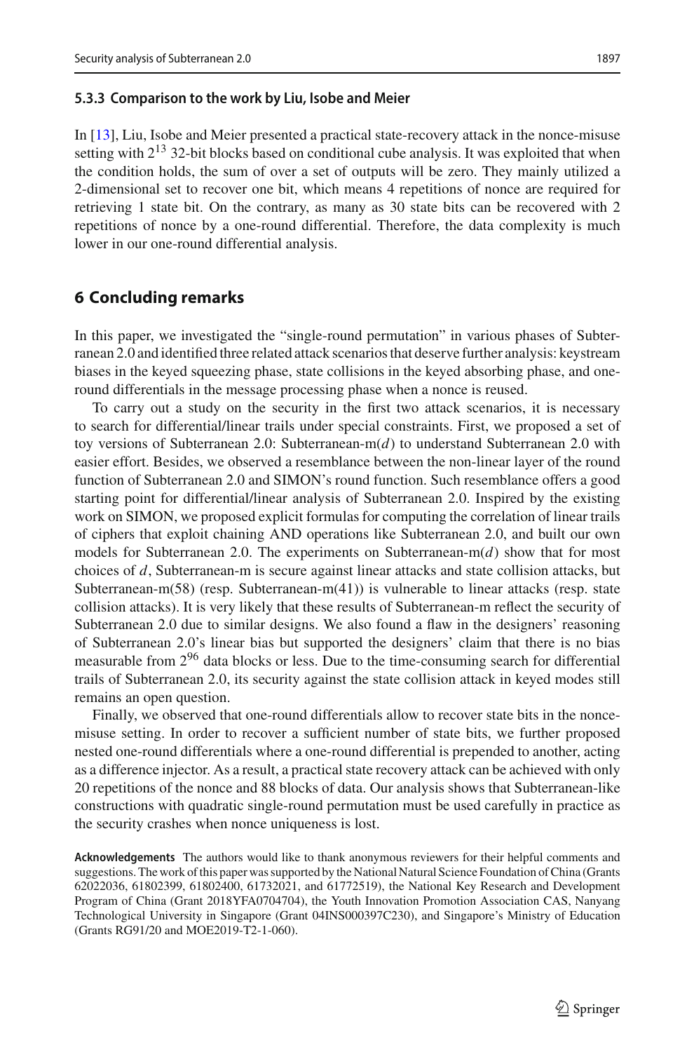#### 5.3.3 Comparison to the work by Liu, Isobe and Meier

In [13], Liu, Isobe and Meier presented a practical state-recovery attack in the nonce-misuse setting with $2^{13}$ 32-bit blocks based on conditional cube analysis. It was exploited that when the condition holds, the sum of over a set of outputs will be zero. They mainly utilized a 2-dimensional set to recover one bit, which means 4 repetitions of nonce are required for retrieving 1 state bit. On the contrary, as many as 30 state bits can be recovered with 2 repetitions of nonce by a one-round differential. Therefore, the data complexity is much lower in our one-round differential analysis.

## 6 Concluding remarks

In this paper, we investigated the "single-round permutation" in various phases of Subterranean 2.0 and identified three related attack scenarios that deserve further analysis: keystream biases in the keyed squeezing phase, state collisions in the keyed absorbing phase, and one-round differentials in the message processing phase when a nonce is reused.

To carry out a study on the security in the first two attack scenarios, it is necessary to search for differential/linear trails under special constraints. First, we proposed a set of toy versions of Subterranean 2.0: Subterranean-m($d$) to understand Subterranean 2.0 with easier effort. Besides, we observed a resemblance between the non-linear layer of the round function of Subterranean 2.0 and SIMON's round function. Such resemblance offers a good starting point for differential/linear analysis of Subterranean 2.0. Inspired by the existing work on SIMON, we proposed explicit formulas for computing the correlation of linear trails of ciphers that exploit chaining AND operations like Subterranean 2.0, and built our own models for Subterranean 2.0. The experiments on Subterranean-m($d$) show that for most choices of $d$, Subterranean-m is secure against linear attacks and state collision attacks, but Subterranean-m(58) (resp. Subterranean-m(41)) is vulnerable to linear attacks (resp. state collision attacks). It is very likely that these results of Subterranean-m reflect the security of Subterranean 2.0 due to similar designs. We also found a flaw in the designers' reasoning of Subterranean 2.0's linear bias but supported the designers' claim that there is no bias measurable from $2^{96}$ data blocks or less. Due to the time-consuming search for differential trails of Subterranean 2.0, its security against the state collision attack in keyed modes still remains an open question.

Finally, we observed that one-round differentials allow to recover state bits in the nonce-misuse setting. In order to recover a sufficient number of state bits, we further proposed nested one-round differentials where a one-round differential is prepended to another, acting as a difference injector. As a result, a practical state recovery attack can be achieved with only 20 repetitions of the nonce and 88 blocks of data. Our analysis shows that Subterranean-like constructions with quadratic single-round permutation must be used carefully in practice as the security crashes when nonce uniqueness is lost.

**Acknowledgements** The authors would like to thank anonymous reviewers for their helpful comments and suggestions. The work of this paper was supported by the National Natural Science Foundation of China (Grants 62022036, 61802399, 61802400, 61732021, and 61772519), the National Key Research and Development Program of China (Grant 2018YFA0704704), the Youth Innovation Promotion Association CAS, Nanyang Technological University in Singapore (Grant 04INS000397C230), and Singapore's Ministry of Education (Grants RG91/20 and MOE2019-T2-1-060).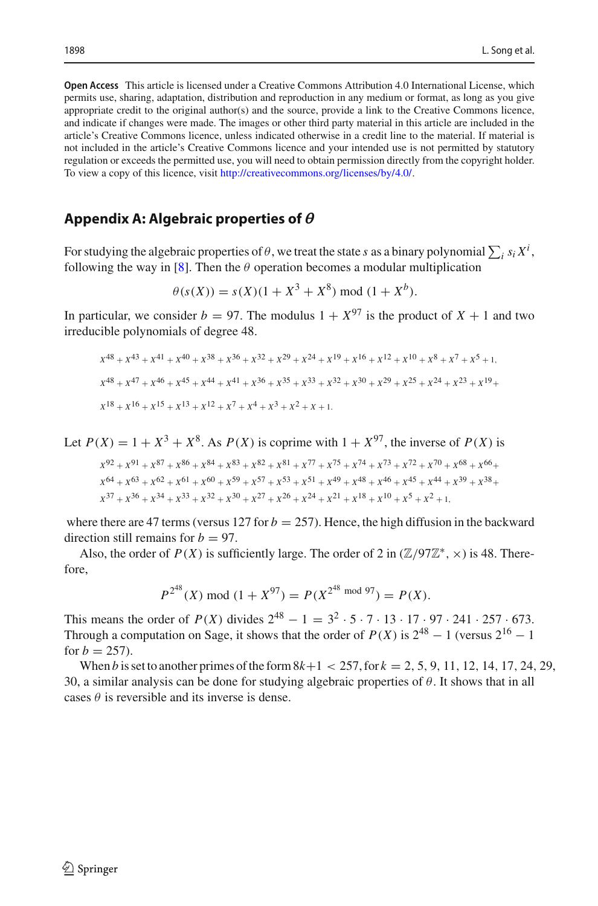**Open Access** This article is licensed under a Creative Commons Attribution 4.0 International License, which permits use, sharing, adaptation, distribution and reproduction in any medium or format, as long as you give appropriate credit to the original author(s) and the source, provide a link to the Creative Commons licence, and indicate if changes were made. The images or other third party material in this article are included in the article's Creative Commons licence, unless indicated otherwise in a credit line to the material. If material is not included in the article's Creative Commons licence and your intended use is not permitted by statutory regulation or exceeds the permitted use, you will need to obtain permission directly from the copyright holder. To view a copy of this licence, visit http://creativecommons.org/licenses/by/4.0/.

## Appendix A: Algebraic properties of $\theta$

For studying the algebraic properties of $\theta$, we treat the state $s$ as a binary polynomial $\sum_i s_i X^i$, following the way in [8]. Then the $\theta$ operation becomes a modular multiplication

$$\theta(s(X)) = s(X)(1 + X^3 + X^8) \bmod (1 + X^b).$$

In particular, we consider $b = 97$. The modulus $1 + X^{97}$ is the product of $X + 1$ and two irreducible polynomials of degree 48.

$$X^{48} + X^{43} + X^{41} + X^{40} + X^{38} + X^{36} + X^{32} + X^{29} + X^{24} + X^{19} + X^{16} + X^{12} + X^{10} + X^8 + X^7 + X^5 + 1,$$

$$X^{48} + X^{47} + X^{46} + X^{45} + X^{44} + X^{41} + X^{36} + X^{35} + X^{33} + X^{32} + X^{30} + X^{29} + X^{25} + X^{24} + X^{23} + X^{19} +$$
$$X^{18} + X^{16} + X^{15} + X^{13} + X^{12} + X^7 + X^4 + X^3 + X^2 + X + 1.$$

Let $P(X) = 1 + X^3 + X^8$. As $P(X)$ is coprime with $1 + X^{97}$, the inverse of $P(X)$ is

$$X^{92} + X^{91} + X^{87} + X^{86} + X^{84} + X^{83} + X^{82} + X^{81} + X^{77} + X^{75} + X^{74} + X^{73} + X^{72} + X^{70} + X^{68} + X^{66} +$$
$$X^{64} + X^{63} + X^{62} + X^{61} + X^{60} + X^{59} + X^{57} + X^{53} + X^{51} + X^{49} + X^{48} + X^{46} + X^{45} + X^{44} + X^{39} + X^{38} +$$
$$X^{37} + X^{36} + X^{34} + X^{33} + X^{32} + X^{30} + X^{27} + X^{26} + X^{24} + X^{21} + X^{18} + X^{10} + X^5 + X^2 + 1,$$

where there are 47 terms (versus 127 for $b = 257$). Hence, the high diffusion in the backward direction still remains for $b = 97$.

Also, the order of $P(X)$ is sufficiently large. The order of 2 in $(\mathbb{Z}/97\mathbb{Z}^*, \times)$ is 48. Therefore,

$$P^{2^{48}}(X) \bmod (1 + X^{97}) = P(X^{2^{48} \bmod 97}) = P(X).$$

This means the order of $P(X)$ divides $2^{48} - 1 = 3^2 \cdot 5 \cdot 7 \cdot 13 \cdot 17 \cdot 97 \cdot 241 \cdot 257 \cdot 673$. Through a computation on Sage, it shows that the order of $P(X)$ is $2^{48} - 1$ (versus $2^{16} - 1$ for $b = 257$).

When $b$ is set to another primes of the form $8k+1 < 257$, for $k = 2, 5, 9, 11, 12, 14, 17, 24, 29, 30$, a similar analysis can be done for studying algebraic properties of $\theta$. It shows that in all cases $\theta$ is reversible and its inverse is dense.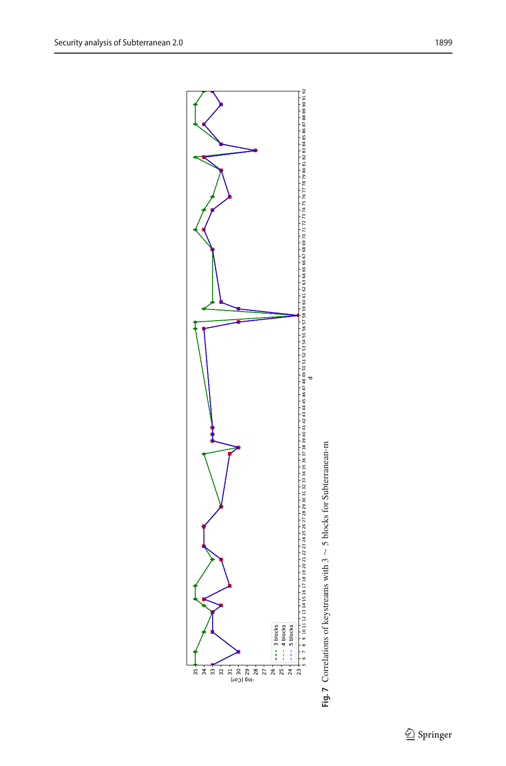**Fig. 7** Correlations of keystreams with 3 $\sim$ 5 blocks for Subterranean-m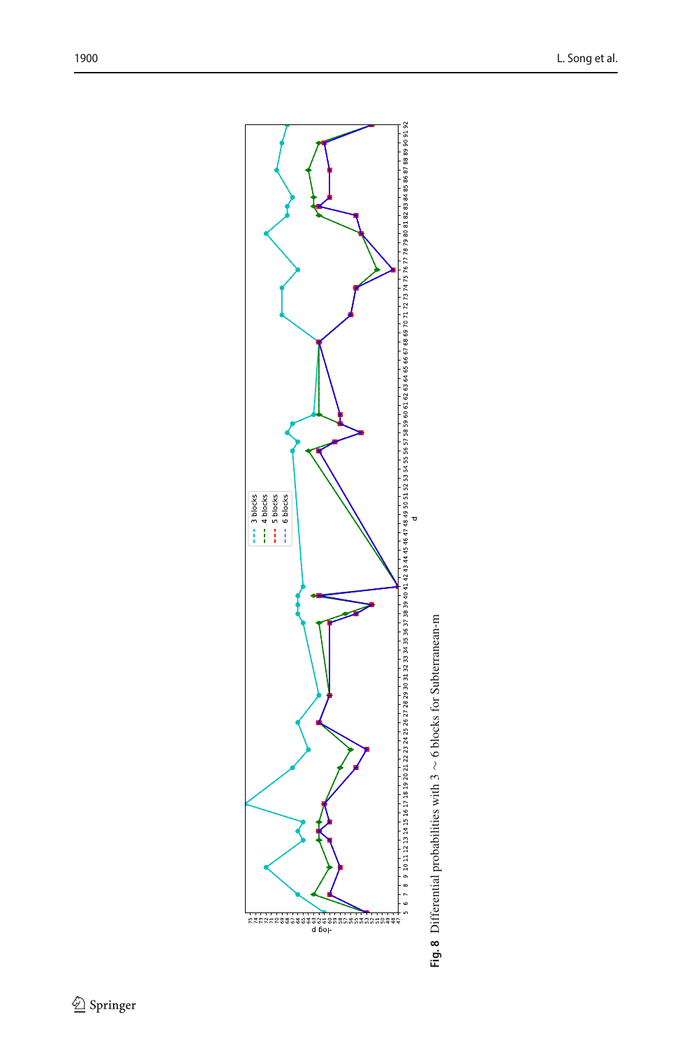**Fig. 8** Differential probabilities with 3 $\sim$ 6 blocks for Subterranean-m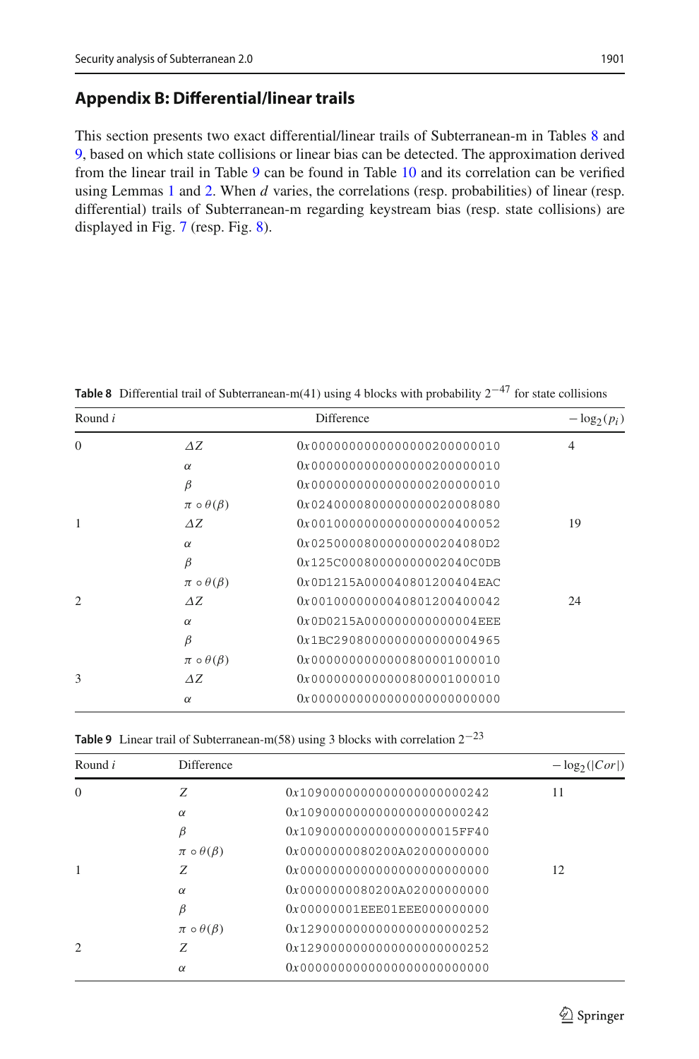## Appendix B: Differential/linear trails

This section presents two exact differential/linear trails of Subterranean-m in Tables 8 and 9, based on which state collisions or linear bias can be detected. The approximation derived from the linear trail in Table 9 can be found in Table 10 and its correlation can be verified using Lemmas 1 and 2. When $d$ varies, the correlations (resp. probabilities) of linear (resp. differential) trails of Subterranean-m regarding keystream bias (resp. state collisions) are displayed in Fig. 7 (resp. Fig. 8).

**Table 8** Differential trail of Subterranean-m(41) using 4 blocks with probability $2^{-47}$ for state collisions

| Round $i$ | | Difference | $-\log_2(p_i)$ |
|---|---|---|---|
| 0 | $\Delta Z$ | 0x000000000000000200000010 | 4 |
| | $\alpha$ | 0x000000000000000200000010 | |
| | $\beta$ | 0x000000000000000200000010 | |
| | $\pi \circ \theta(\beta)$ | 0x024000080000000020008080 | |
| 1 | $\Delta Z$ | 0x001000000000000000400052 | 19 |
| | $\alpha$ | 0x0250000800000000204080D2 | |
| | $\beta$ | 0x125C00080000000002040C0DB | |
| | $\pi \circ \theta(\beta)$ | 0x0D1215A000040801200404EAC | |
| 2 | $\Delta Z$ | 0x001000000040801200400042 | 24 |
| | $\alpha$ | 0x0D0215A000000000000004EEE | |
| | $\beta$ | 0x1BC290800000000000004965 | |
| | $\pi \circ \theta(\beta)$ | 0x000000000000800001000010 | |
| 3 | $\Delta Z$ | 0x000000000000800001000010 | |
| | $\alpha$ | 0x000000000000000000000000 | |

**Table 9** Linear trail of Subterranean-m(58) using 3 blocks with correlation $2^{-23}$

| Round $i$ | Difference | | $-\log_2(\lvert Cor \rvert)$ |
|---|---|---|---|
| 0 | $Z$ | 0x109000000000000000000242 | 11 |
| | $\alpha$ | 0x109000000000000000000242 | |
| | $\beta$ | 0x1090000000000000015FF40 | |
| | $\pi \circ \theta(\beta)$ | 0x0000000080200A02000000000 | |
| 1 | $Z$ | 0x000000000000000000000000 | 12 |
| | $\alpha$ | 0x0000000080200A02000000000 | |
| | $\beta$ | 0x00000001EEE01EEE000000000 | |
| | $\pi \circ \theta(\beta)$ | 0x129000000000000000000252 | |
| 2 | $Z$ | 0x129000000000000000000252 | |
| | $\alpha$ | 0x000000000000000000000000 | |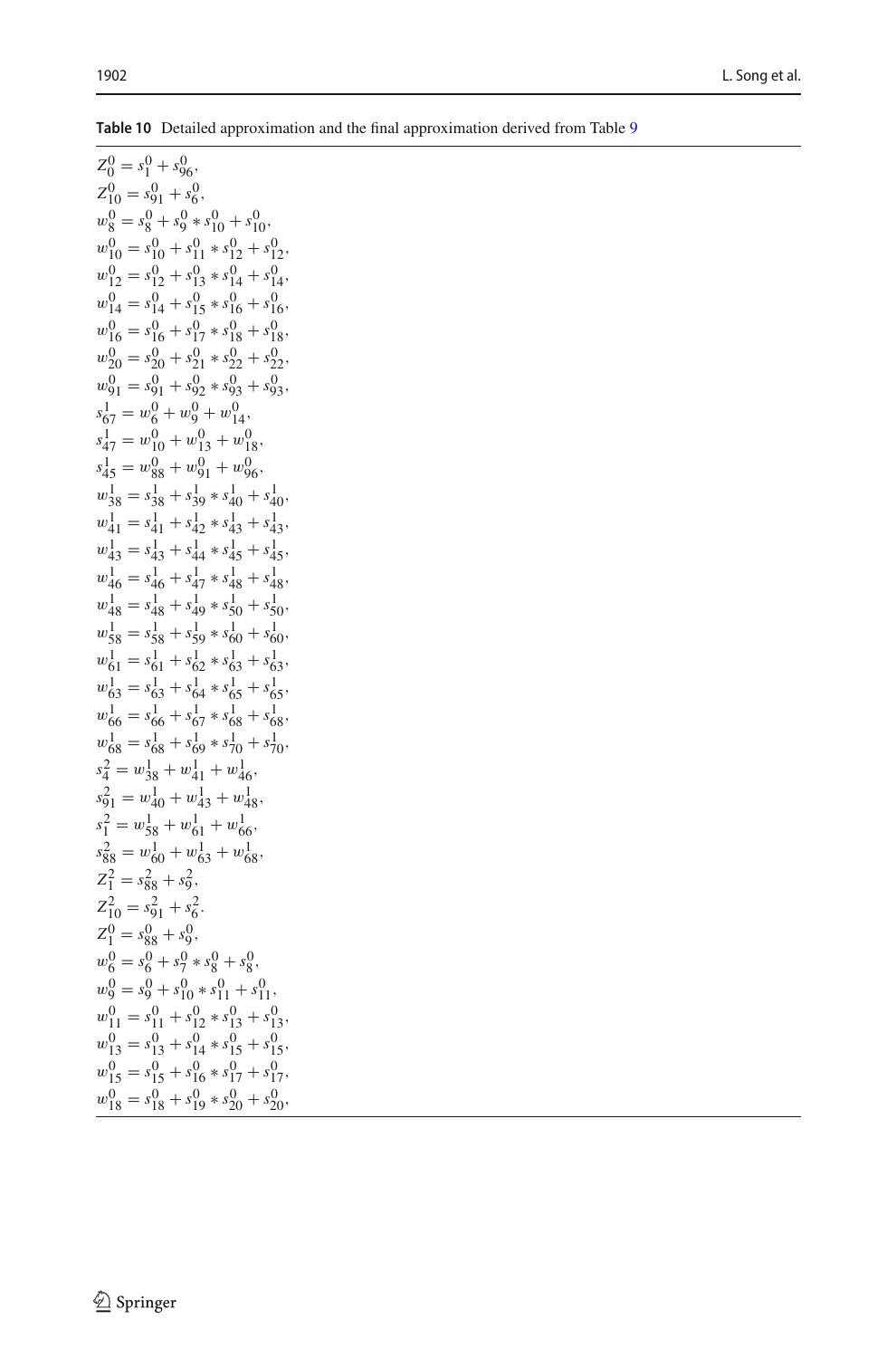**Table 10** Detailed approximation and the final approximation derived from Table 9

$Z_0^0 = s_1^0 + s_{96}^0,$

$Z_{10}^0 = s_{91}^0 + s_6^0,$

$w_8^0 = s_8^0 + s_9^0 * s_{10}^0 + s_{10}^0,$

$w_{10}^0 = s_{10}^0 + s_{11}^0 * s_{12}^0 + s_{12}^0,$

$w_{12}^0 = s_{12}^0 + s_{13}^0 * s_{14}^0 + s_{14}^0,$

$w_{14}^0 = s_{14}^0 + s_{15}^0 * s_{16}^0 + s_{16}^0,$

$w_{16}^0 = s_{16}^0 + s_{17}^0 * s_{18}^0 + s_{18}^0,$

$w_{20}^0 = s_{20}^0 + s_{21}^0 * s_{22}^0 + s_{22}^0,$

$w_{91}^0 = s_{91}^0 + s_{92}^0 * s_{93}^0 + s_{93}^0,$

$s_{67}^1 = w_6^0 + w_9^0 + w_{14}^0,$

$s_{47}^1 = w_{10}^0 + w_{13}^0 + w_{18}^0,$

$s_{45}^1 = w_{88}^0 + w_{91}^0 + w_{96}^0,$

$w_{38}^1 = s_{38}^1 + s_{39}^1 * s_{40}^1 + s_{40}^1,$

$w_{41}^1 = s_{41}^1 + s_{42}^1 * s_{43}^1 + s_{43}^1,$

$w_{43}^1 = s_{43}^1 + s_{44}^1 * s_{45}^1 + s_{45}^1,$

$w_{46}^1 = s_{46}^1 + s_{47}^1 * s_{48}^1 + s_{48}^1,$

$w_{48}^1 = s_{48}^1 + s_{49}^1 * s_{50}^1 + s_{50}^1,$

$w_{58}^1 = s_{58}^1 + s_{59}^1 * s_{60}^1 + s_{60}^1,$

$w_{61}^1 = s_{61}^1 + s_{62}^1 * s_{63}^1 + s_{63}^1,$

$w_{63}^1 = s_{63}^1 + s_{64}^1 * s_{65}^1 + s_{65}^1,$

$w_{66}^1 = s_{66}^1 + s_{67}^1 * s_{68}^1 + s_{68}^1,$

$w_{68}^1 = s_{68}^1 + s_{69}^1 * s_{70}^1 + s_{70}^1,$

$s_4^2 = w_{38}^1 + w_{41}^1 + w_{46}^1,$

$s_{91}^2 = w_{40}^1 + w_{43}^1 + w_{48}^1,$

$s_1^2 = w_{58}^1 + w_{61}^1 + w_{66}^1,$

$s_{88}^2 = w_{60}^1 + w_{63}^1 + w_{68}^1,$

$Z_1^2 = s_{88}^2 + s_9^2,$

$Z_{10}^2 = s_{91}^2 + s_6^2.$

$Z_1^0 = s_{88}^0 + s_9^0,$

$w_6^0 = s_6^0 + s_7^0 * s_8^0 + s_8^0,$

$w_9^0 = s_9^0 + s_{10}^0 * s_{11}^0 + s_{11}^0,$

$w_{11}^0 = s_{11}^0 + s_{12}^0 * s_{13}^0 + s_{13}^0,$

$w_{13}^0 = s_{13}^0 + s_{14}^0 * s_{15}^0 + s_{15}^0,$

$w_{15}^0 = s_{15}^0 + s_{16}^0 * s_{17}^0 + s_{17}^0,$

$w_{18}^0 = s_{18}^0 + s_{19}^0 * s_{20}^0 + s_{20}^0,$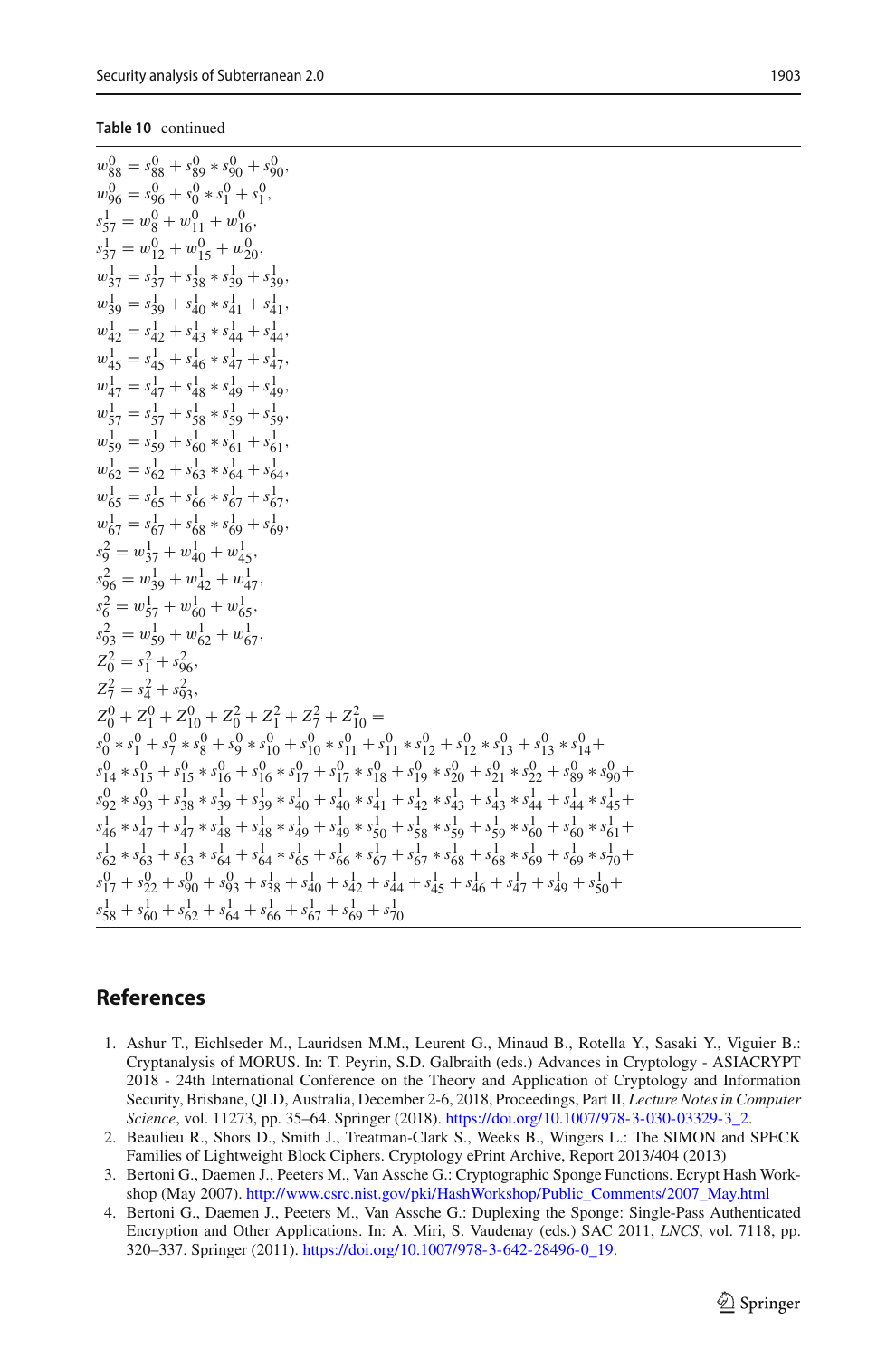**Table 10** continued

$$w^0_{88} = s^0_{88} + s^0_{89} * s^0_{90} + s^0_{90},$$
$$w^0_{96} = s^0_{96} + s^0_{0} * s^0_{1} + s^0_{1},$$
$$s^1_{57} = w^0_{8} + w^0_{11} + w^0_{16},$$
$$s^1_{37} = w^0_{12} + w^0_{15} + w^0_{20},$$
$$w^1_{37} = s^1_{37} + s^1_{38} * s^1_{39} + s^1_{39},$$
$$w^1_{39} = s^1_{39} + s^1_{40} * s^1_{41} + s^1_{41},$$
$$w^1_{42} = s^1_{42} + s^1_{43} * s^1_{44} + s^1_{44},$$
$$w^1_{45} = s^1_{45} + s^1_{46} * s^1_{47} + s^1_{47},$$
$$w^1_{47} = s^1_{47} + s^1_{48} * s^1_{49} + s^1_{49},$$
$$w^1_{57} = s^1_{57} + s^1_{58} * s^1_{59} + s^1_{59},$$
$$w^1_{59} = s^1_{59} + s^1_{60} * s^1_{61} + s^1_{61},$$
$$w^1_{62} = s^1_{62} + s^1_{63} * s^1_{64} + s^1_{64},$$
$$w^1_{65} = s^1_{65} + s^1_{66} * s^1_{67} + s^1_{67},$$
$$w^1_{67} = s^1_{67} + s^1_{68} * s^1_{69} + s^1_{69},$$
$$s^2_{9} = w^1_{37} + w^1_{40} + w^1_{45},$$
$$s^2_{96} = w^1_{39} + w^1_{42} + w^1_{47},$$
$$s^2_{6} = w^1_{57} + w^1_{60} + w^1_{65},$$
$$s^2_{93} = w^1_{59} + w^1_{62} + w^1_{67},$$
$$Z^2_0 = s^2_1 + s^2_{96},$$
$$Z^2_7 = s^2_4 + s^2_{93},$$
$$Z^0_0 + Z^0_1 + Z^0_{10} + Z^2_0 + Z^2_1 + Z^2_7 + Z^2_{10} =$$
$$s^0_0 * s^0_1 + s^0_7 * s^0_8 + s^0_9 * s^0_{10} + s^0_{10} * s^0_{11} + s^0_{11} * s^0_{12} + s^0_{12} * s^0_{13} + s^0_{13} * s^0_{14} +$$
$$s^0_{14} * s^0_{15} + s^0_{15} * s^0_{16} + s^0_{16} * s^0_{17} + s^0_{17} * s^0_{18} + s^0_{19} * s^0_{20} + s^0_{21} * s^0_{22} + s^0_{89} * s^0_{90} +$$
$$s^0_{92} * s^0_{93} + s^1_{38} * s^1_{39} + s^1_{39} * s^1_{40} + s^1_{40} * s^1_{41} + s^1_{42} * s^1_{43} + s^1_{43} * s^1_{44} + s^1_{44} * s^1_{45} +$$
$$s^1_{46} * s^1_{47} + s^1_{47} * s^1_{48} + s^1_{48} * s^1_{49} + s^1_{49} * s^1_{50} + s^1_{58} * s^1_{59} + s^1_{59} * s^1_{60} + s^1_{60} * s^1_{61} +$$
$$s^1_{62} * s^1_{63} + s^1_{63} * s^1_{64} + s^1_{64} * s^1_{65} + s^1_{66} * s^1_{67} + s^1_{67} * s^1_{68} + s^1_{68} * s^1_{69} + s^1_{69} * s^1_{70} +$$
$$s^0_{17} + s^0_{22} + s^0_{90} + s^0_{93} + s^1_{38} + s^1_{40} + s^1_{42} + s^1_{44} + s^1_{45} + s^1_{46} + s^1_{47} + s^1_{49} + s^1_{50} +$$
$$s^1_{58} + s^1_{60} + s^1_{62} + s^1_{64} + s^1_{66} + s^1_{67} + s^1_{69} + s^1_{70}$$

## References

1. Ashur T., Eichlseder M., Lauridsen M.M., Leurent G., Minaud B., Rotella Y., Sasaki Y., Viguier B.: Cryptanalysis of MORUS. In: T. Peyrin, S.D. Galbraith (eds.) Advances in Cryptology - ASIACRYPT 2018 - 24th International Conference on the Theory and Application of Cryptology and Information Security, Brisbane, QLD, Australia, December 2-6, 2018, Proceedings, Part II, *Lecture Notes in Computer Science*, vol. 11273, pp. 35–64. Springer (2018). https://doi.org/10.1007/978-3-030-03329-3_2.
2. Beaulieu R., Shors D., Smith J., Treatman-Clark S., Weeks B., Wingers L.: The SIMON and SPECK Families of Lightweight Block Ciphers. Cryptology ePrint Archive, Report 2013/404 (2013)
3. Bertoni G., Daemen J., Peeters M., Van Assche G.: Cryptographic Sponge Functions. Ecrypt Hash Workshop (May 2007). http://www.csrc.nist.gov/pki/HashWorkshop/Public_Comments/2007_May.html
4. Bertoni G., Daemen J., Peeters M., Van Assche G.: Duplexing the Sponge: Single-Pass Authenticated Encryption and Other Applications. In: A. Miri, S. Vaudenay (eds.) SAC 2011, *LNCS*, vol. 7118, pp. 320–337. Springer (2011). https://doi.org/10.1007/978-3-642-28496-0_19.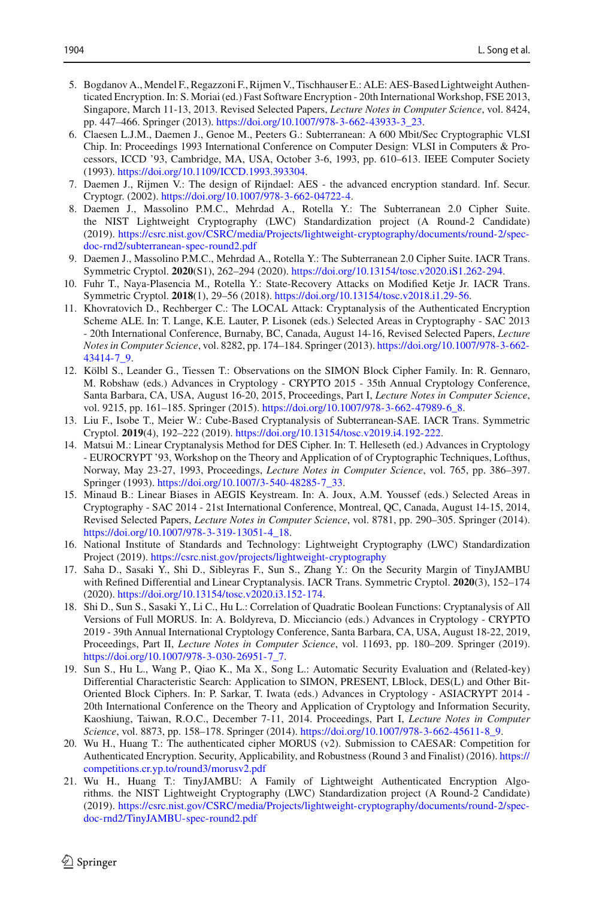5. Bogdanov A., Mendel F., Regazzoni F., Rijmen V., Tischhauser E.: ALE: AES-Based Lightweight Authenticated Encryption. In: S. Moriai (ed.) Fast Software Encryption - 20th International Workshop, FSE 2013, Singapore, March 11-13, 2013. Revised Selected Papers, *Lecture Notes in Computer Science*, vol. 8424, pp. 447–466. Springer (2013). https://doi.org/10.1007/978-3-662-43933-3_23.
6. Claesen L.J.M., Daemen J., Genoe M., Peeters G.: Subterranean: A 600 Mbit/Sec Cryptographic VLSI Chip. In: Proceedings 1993 International Conference on Computer Design: VLSI in Computers & Processors, ICCD '93, Cambridge, MA, USA, October 3-6, 1993, pp. 610–613. IEEE Computer Society (1993). https://doi.org/10.1109/ICCD.1993.393304.
7. Daemen J., Rijmen V.: The design of Rijndael: AES - the advanced encryption standard. Inf. Secur. Cryptogr. (2002). https://doi.org/10.1007/978-3-662-04722-4.
8. Daemen J., Massolino P.M.C., Mehrdad A., Rotella Y.: The Subterranean 2.0 Cipher Suite. the NIST Lightweight Cryptography (LWC) Standardization project (A Round-2 Candidate) (2019). https://csrc.nist.gov/CSRC/media/Projects/lightweight-cryptography/documents/round-2/spec-doc-rnd2/subterranean-spec-round2.pdf
9. Daemen J., Massolino P.M.C., Mehrdad A., Rotella Y.: The Subterranean 2.0 Cipher Suite. IACR Trans. Symmetric Cryptol. **2020**(S1), 262–294 (2020). https://doi.org/10.13154/tosc.v2020.iS1.262-294.
10. Fuhr T., Naya-Plasencia M., Rotella Y.: State-Recovery Attacks on Modified Ketje Jr. IACR Trans. Symmetric Cryptol. **2018**(1), 29–56 (2018). https://doi.org/10.13154/tosc.v2018.i1.29-56.
11. Khovratovich D., Rechberger C.: The LOCAL Attack: Cryptanalysis of the Authenticated Encryption Scheme ALE. In: T. Lange, K.E. Lauter, P. Lisonek (eds.) Selected Areas in Cryptography - SAC 2013 - 20th International Conference, Burnaby, BC, Canada, August 14-16, Revised Selected Papers, *Lecture Notes in Computer Science*, vol. 8282, pp. 174–184. Springer (2013). https://doi.org/10.1007/978-3-662-43414-7_9.
12. Kölbl S., Leander G., Tiessen T.: Observations on the SIMON Block Cipher Family. In: R. Gennaro, M. Robshaw (eds.) Advances in Cryptology - CRYPTO 2015 - 35th Annual Cryptology Conference, Santa Barbara, CA, USA, August 16-20, 2015, Proceedings, Part I, *Lecture Notes in Computer Science*, vol. 9215, pp. 161–185. Springer (2015). https://doi.org/10.1007/978-3-662-47989-6_8.
13. Liu F., Isobe T., Meier W.: Cube-Based Cryptanalysis of Subterranean-SAE. IACR Trans. Symmetric Cryptol. **2019**(4), 192–222 (2019). https://doi.org/10.13154/tosc.v2019.i4.192-222.
14. Matsui M.: Linear Cryptanalysis Method for DES Cipher. In: T. Helleseth (ed.) Advances in Cryptology - EUROCRYPT '93, Workshop on the Theory and Application of of Cryptographic Techniques, Lofthus, Norway, May 23-27, 1993, Proceedings, *Lecture Notes in Computer Science*, vol. 765, pp. 386–397. Springer (1993). https://doi.org/10.1007/3-540-48285-7_33.
15. Minaud B.: Linear Biases in AEGIS Keystream. In: A. Joux, A.M. Youssef (eds.) Selected Areas in Cryptography - SAC 2014 - 21st International Conference, Montreal, QC, Canada, August 14-15, 2014, Revised Selected Papers, *Lecture Notes in Computer Science*, vol. 8781, pp. 290–305. Springer (2014). https://doi.org/10.1007/978-3-319-13051-4_18.
16. National Institute of Standards and Technology: Lightweight Cryptography (LWC) Standardization Project (2019). https://csrc.nist.gov/projects/lightweight-cryptography
17. Saha D., Sasaki Y., Shi D., Sibleyras F., Sun S., Zhang Y.: On the Security Margin of TinyJAMBU with Refined Differential and Linear Cryptanalysis. IACR Trans. Symmetric Cryptol. **2020**(3), 152–174 (2020). https://doi.org/10.13154/tosc.v2020.i3.152-174.
18. Shi D., Sun S., Sasaki Y., Li C., Hu L.: Correlation of Quadratic Boolean Functions: Cryptanalysis of All Versions of Full MORUS. In: A. Boldyreva, D. Micciancio (eds.) Advances in Cryptology - CRYPTO 2019 - 39th Annual International Cryptology Conference, Santa Barbara, CA, USA, August 18-22, 2019, Proceedings, Part II, *Lecture Notes in Computer Science*, vol. 11693, pp. 180–209. Springer (2019). https://doi.org/10.1007/978-3-030-26951-7_7.
19. Sun S., Hu L., Wang P., Qiao K., Ma X., Song L.: Automatic Security Evaluation and (Related-key) Differential Characteristic Search: Application to SIMON, PRESENT, LBlock, DES(L) and Other Bit-Oriented Block Ciphers. In: P. Sarkar, T. Iwata (eds.) Advances in Cryptology - ASIACRYPT 2014 - 20th International Conference on the Theory and Application of Cryptology and Information Security, Kaoshiung, Taiwan, R.O.C., December 7-11, 2014. Proceedings, Part I, *Lecture Notes in Computer Science*, vol. 8873, pp. 158–178. Springer (2014). https://doi.org/10.1007/978-3-662-45611-8_9.
20. Wu H., Huang T.: The authenticated cipher MORUS (v2). Submission to CAESAR: Competition for Authenticated Encryption. Security, Applicability, and Robustness (Round 3 and Finalist) (2016). https://competitions.cr.yp.to/round3/morusv2.pdf
21. Wu H., Huang T.: TinyJAMBU: A Family of Lightweight Authenticated Encryption Algorithms. the NIST Lightweight Cryptography (LWC) Standardization project (A Round-2 Candidate) (2019). https://csrc.nist.gov/CSRC/media/Projects/lightweight-cryptography/documents/round-2/spec-doc-rnd2/TinyJAMBU-spec-round2.pdf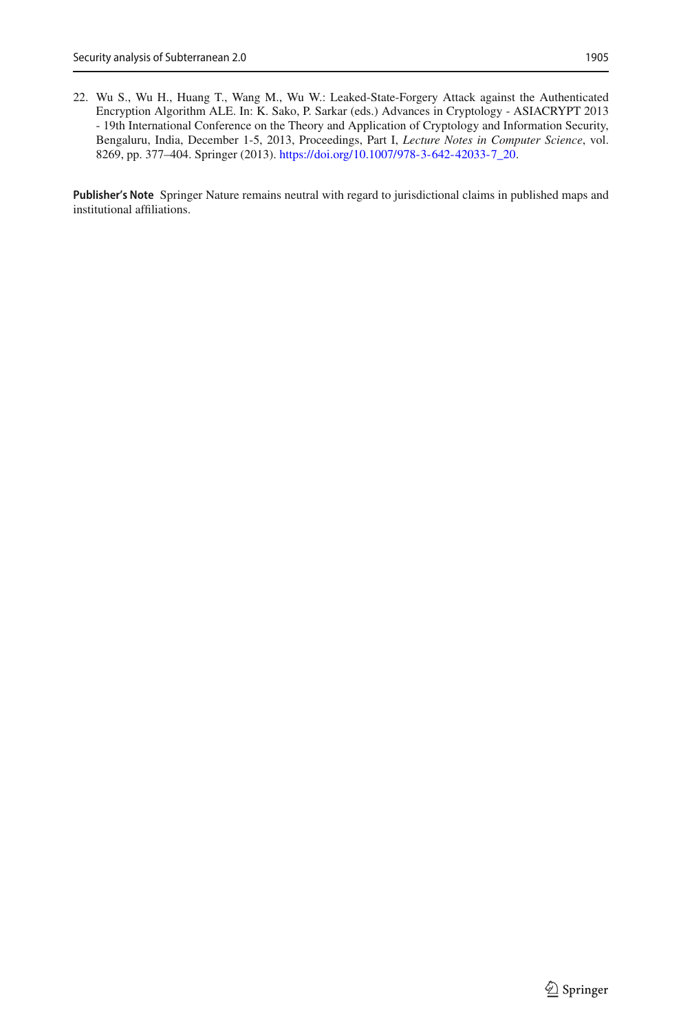22. Wu S., Wu H., Huang T., Wang M., Wu W.: Leaked-State-Forgery Attack against the Authenticated Encryption Algorithm ALE. In: K. Sako, P. Sarkar (eds.) Advances in Cryptology - ASIACRYPT 2013 - 19th International Conference on the Theory and Application of Cryptology and Information Security, Bengaluru, India, December 1-5, 2013, Proceedings, Part I, *Lecture Notes in Computer Science*, vol. 8269, pp. 377–404. Springer (2013). https://doi.org/10.1007/978-3-642-42033-7_20.

**Publisher's Note** Springer Nature remains neutral with regard to jurisdictional claims in published maps and institutional affiliations.